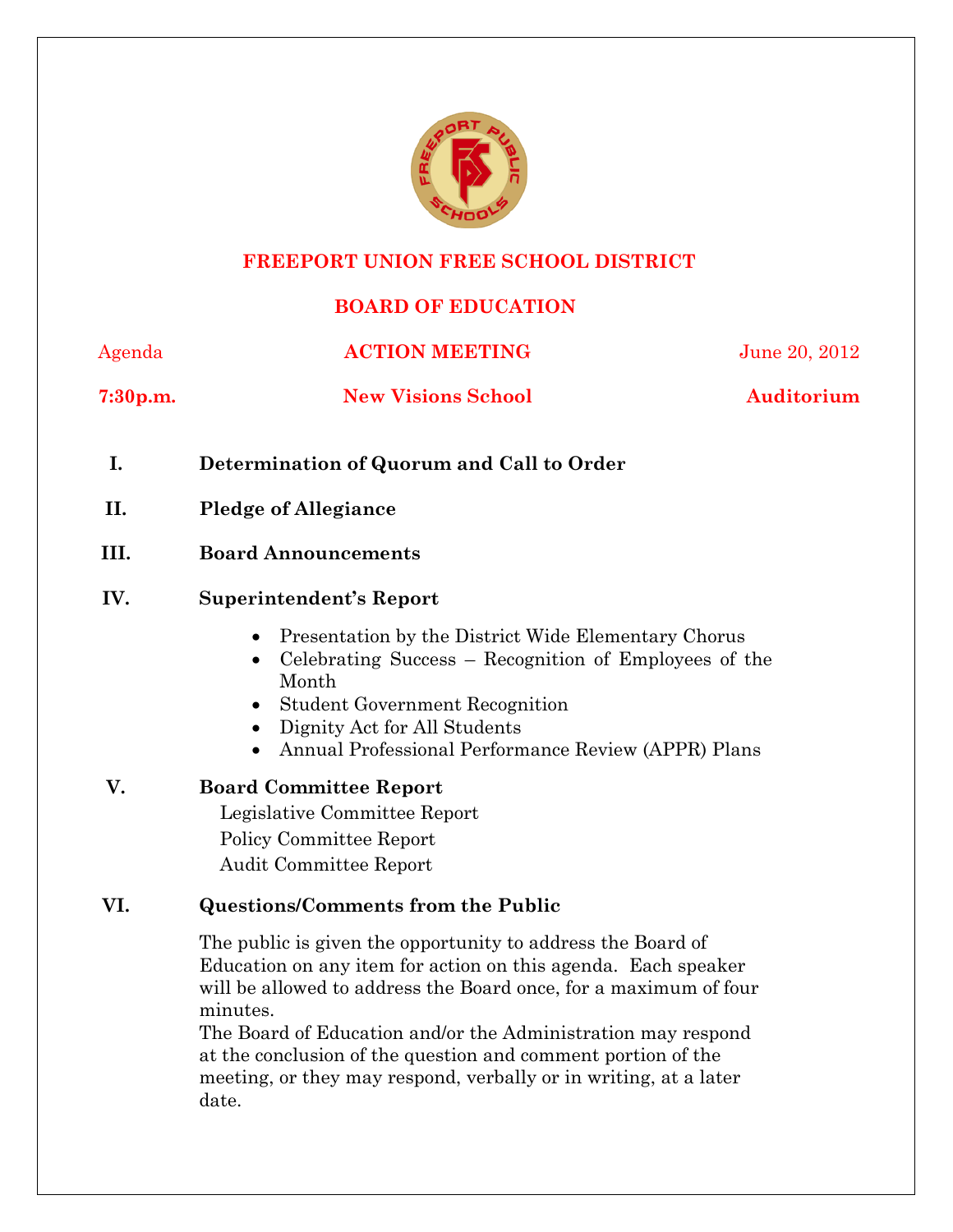# FREEPORT UNION FREE SCHOOL DISTRICT

## BOARD OF EDUCATION

Agenda | **ACTION MEETING** | June 20, 2012

**7:30p.m.** | **New Visions School** | **Auditorium**

**I. Determination of Quorum and Call to Order**

**II. Pledge of Allegiance**

**III. Board Announcements**

**IV. Superintendent's Report**

- Presentation by the District Wide Elementary Chorus
- Celebrating Success – Recognition of Employees of the Month
- Student Government Recognition
- Dignity Act for All Students
- Annual Professional Performance Review (APPR) Plans

**V. Board Committee Report**

Legislative Committee Report
Policy Committee Report
Audit Committee Report

**VI. Questions/Comments from the Public**

The public is given the opportunity to address the Board of Education on any item for action on this agenda. Each speaker will be allowed to address the Board once, for a maximum of four minutes.
The Board of Education and/or the Administration may respond at the conclusion of the question and comment portion of the meeting, or they may respond, verbally or in writing, at a later date.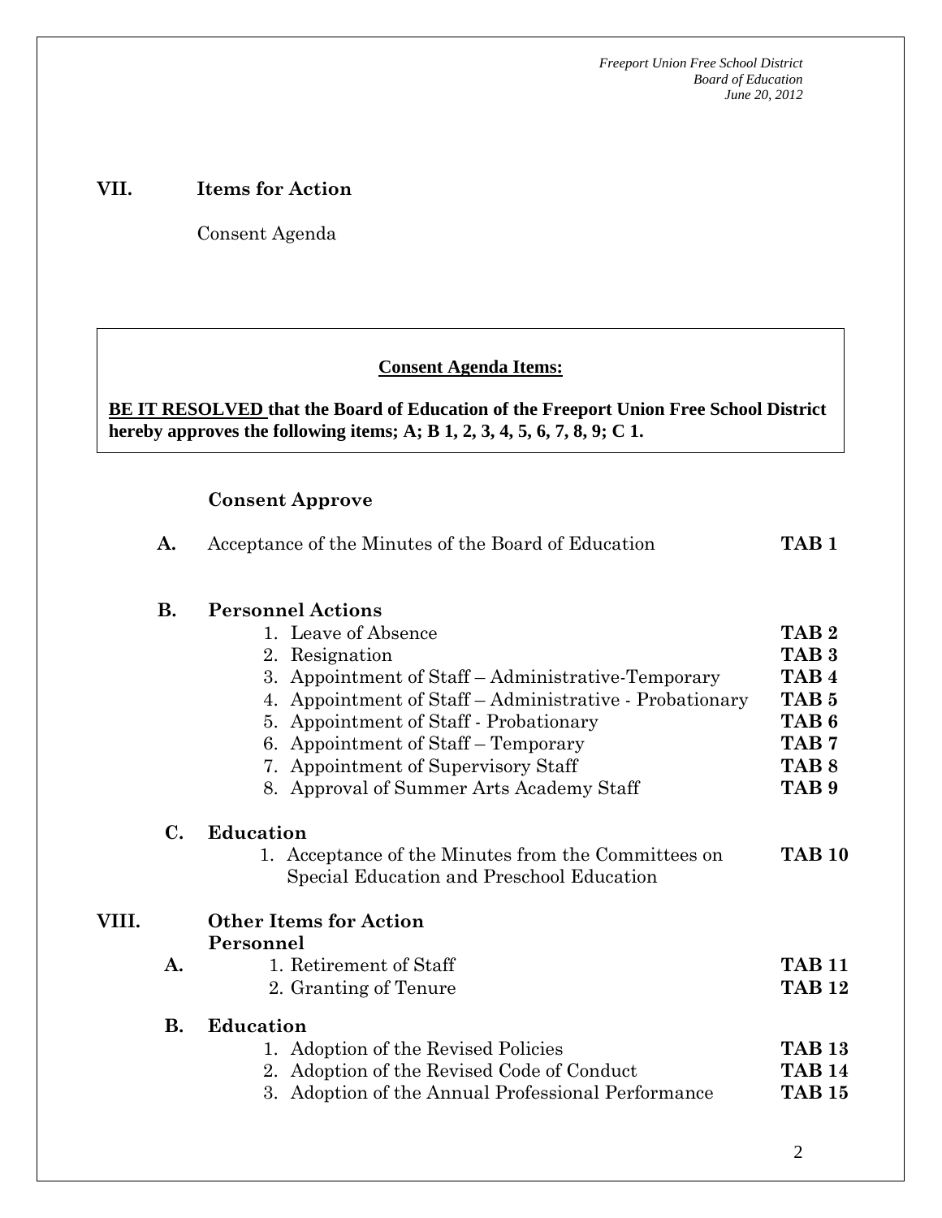## VII. Items for Action

Consent Agenda

**Consent Agenda Items:**

**BE IT RESOLVED that the Board of Education of the Freeport Union Free School District hereby approves the following items; A; B 1, 2, 3, 4, 5, 6, 7, 8, 9; C 1.**

**Consent Approve**

**A.** Acceptance of the Minutes of the Board of Education **TAB 1**

**B. Personnel Actions**

1. Leave of Absence **TAB 2**
2. Resignation **TAB 3**
3. Appointment of Staff – Administrative-Temporary **TAB 4**
4. Appointment of Staff – Administrative - Probationary **TAB 5**
5. Appointment of Staff - Probationary **TAB 6**
6. Appointment of Staff – Temporary **TAB 7**
7. Appointment of Supervisory Staff **TAB 8**
8. Approval of Summer Arts Academy Staff **TAB 9**

**C. Education**

1. Acceptance of the Minutes from the Committees on Special Education and Preschool Education **TAB 10**

## VIII. Other Items for Action

**Personnel**

**A.**

1. Retirement of Staff **TAB 11**
2. Granting of Tenure **TAB 12**

**B. Education**

1. Adoption of the Revised Policies **TAB 13**
2. Adoption of the Revised Code of Conduct **TAB 14**
3. Adoption of the Annual Professional Performance **TAB 15**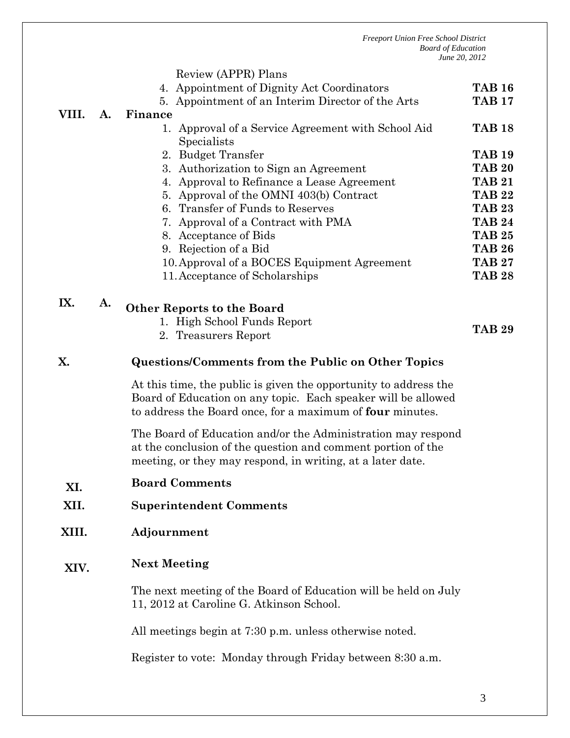Review (APPR) Plans

| | | |
|---|---|---|
| | 4. Appointment of Dignity Act Coordinators | **TAB 16** |
| | 5. Appointment of an Interim Director of the Arts | **TAB 17** |
| **VIII. A.** | **Finance** | |
| | 1. Approval of a Service Agreement with School Aid Specialists | **TAB 18** |
| | 2. Budget Transfer | **TAB 19** |
| | 3. Authorization to Sign an Agreement | **TAB 20** |
| | 4. Approval to Refinance a Lease Agreement | **TAB 21** |
| | 5. Approval of the OMNI 403(b) Contract | **TAB 22** |
| | 6. Transfer of Funds to Reserves | **TAB 23** |
| | 7. Approval of a Contract with PMA | **TAB 24** |
| | 8. Acceptance of Bids | **TAB 25** |
| | 9. Rejection of a Bid | **TAB 26** |
| | 10. Approval of a BOCES Equipment Agreement | **TAB 27** |
| | 11. Acceptance of Scholarships | **TAB 28** |
| **IX. A.** | **Other Reports to the Board** | |
| | 1. High School Funds Report<br>2. Treasurers Report | **TAB 29** |

**X. Questions/Comments from the Public on Other Topics**

At this time, the public is given the opportunity to address the Board of Education on any topic. Each speaker will be allowed to address the Board once, for a maximum of **four** minutes.

The Board of Education and/or the Administration may respond at the conclusion of the question and comment portion of the meeting, or they may respond, in writing, at a later date.

**XI. Board Comments**

**XII. Superintendent Comments**

**XIII. Adjournment**

**XIV. Next Meeting**

The next meeting of the Board of Education will be held on July 11, 2012 at Caroline G. Atkinson School.

All meetings begin at 7:30 p.m. unless otherwise noted.

Register to vote: Monday through Friday between 8:30 a.m.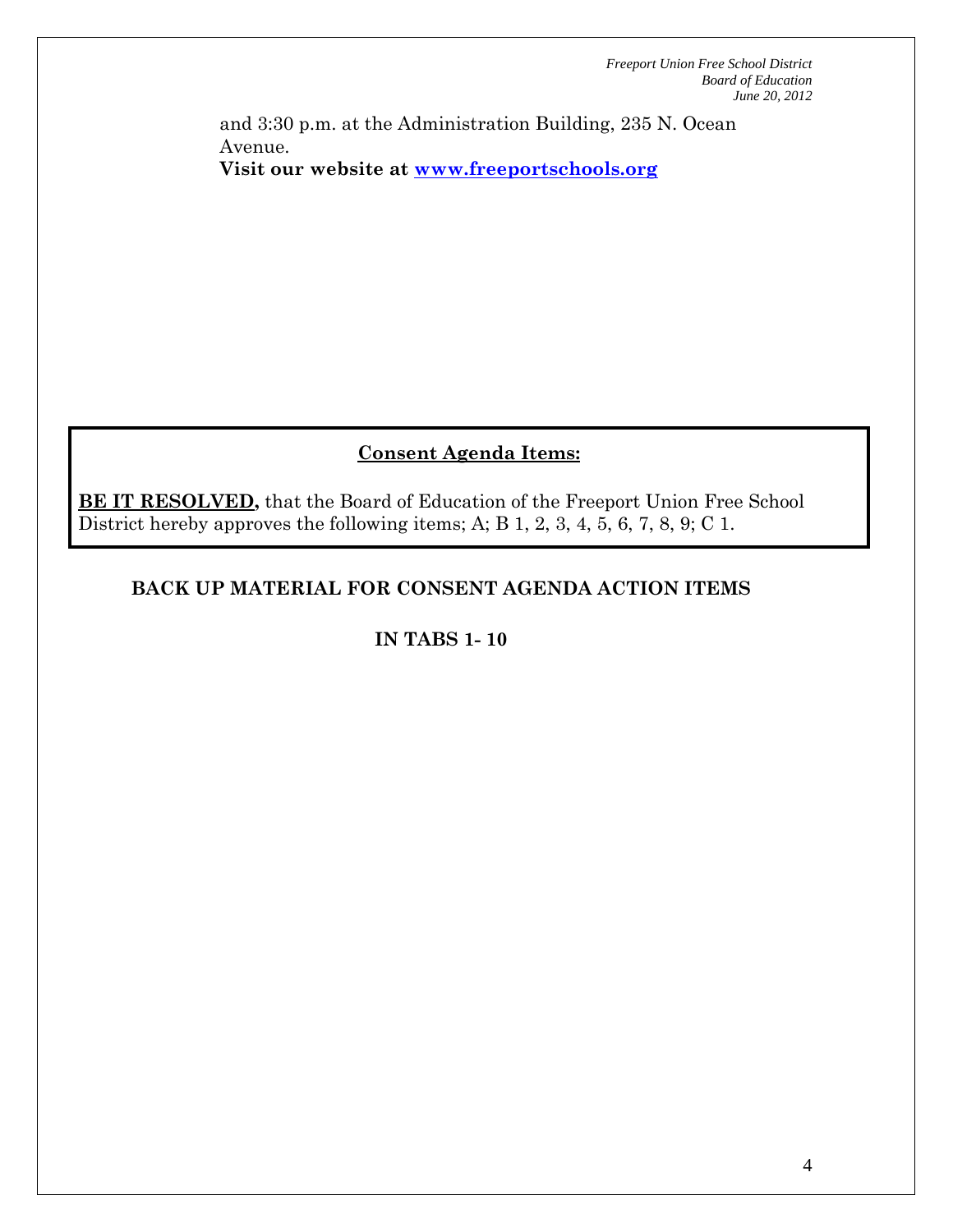and 3:30 p.m. at the Administration Building, 235 N. Ocean Avenue.
**Visit our website at [www.freeportschools.org](http://www.freeportschools.org)**

**Consent Agenda Items:**

**BE IT RESOLVED,** that the Board of Education of the Freeport Union Free School District hereby approves the following items; A; B 1, 2, 3, 4, 5, 6, 7, 8, 9; C 1.

**BACK UP MATERIAL FOR CONSENT AGENDA ACTION ITEMS**

**IN TABS 1- 10**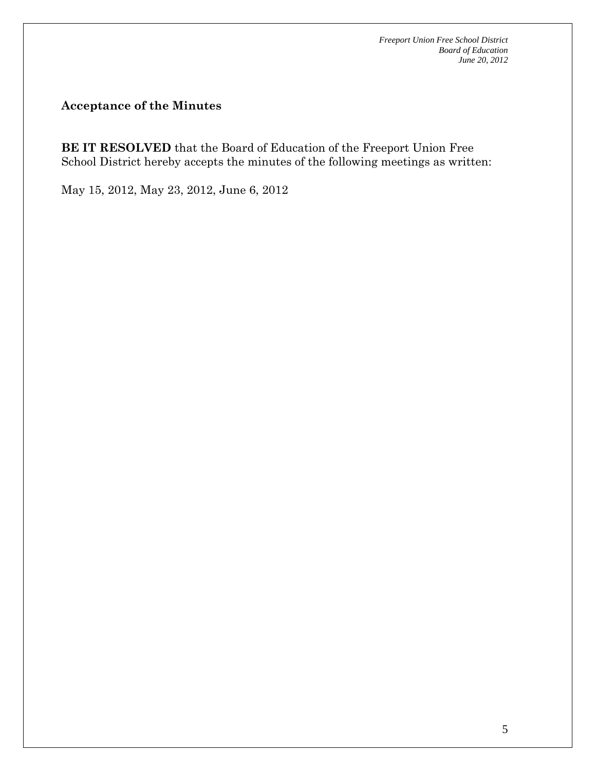## Acceptance of the Minutes

**BE IT RESOLVED** that the Board of Education of the Freeport Union Free School District hereby accepts the minutes of the following meetings as written:

May 15, 2012, May 23, 2012, June 6, 2012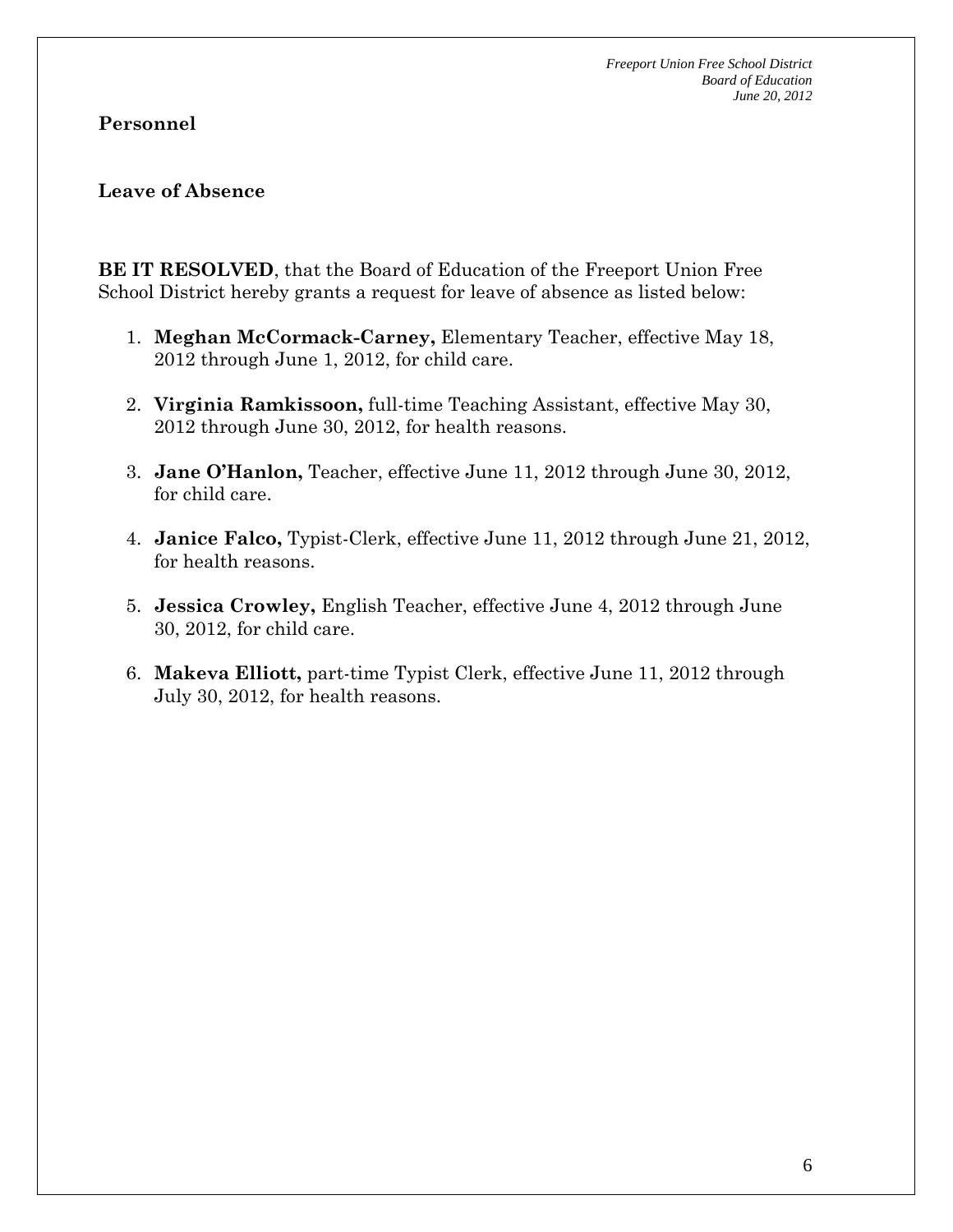## Personnel

### Leave of Absence

**BE IT RESOLVED**, that the Board of Education of the Freeport Union Free School District hereby grants a request for leave of absence as listed below:

1. **Meghan McCormack-Carney,** Elementary Teacher, effective May 18, 2012 through June 1, 2012, for child care.

2. **Virginia Ramkissoon,** full-time Teaching Assistant, effective May 30, 2012 through June 30, 2012, for health reasons.

3. **Jane O'Hanlon,** Teacher, effective June 11, 2012 through June 30, 2012, for child care.

4. **Janice Falco,** Typist-Clerk, effective June 11, 2012 through June 21, 2012, for health reasons.

5. **Jessica Crowley,** English Teacher, effective June 4, 2012 through June 30, 2012, for child care.

6. **Makeva Elliott,** part-time Typist Clerk, effective June 11, 2012 through July 30, 2012, for health reasons.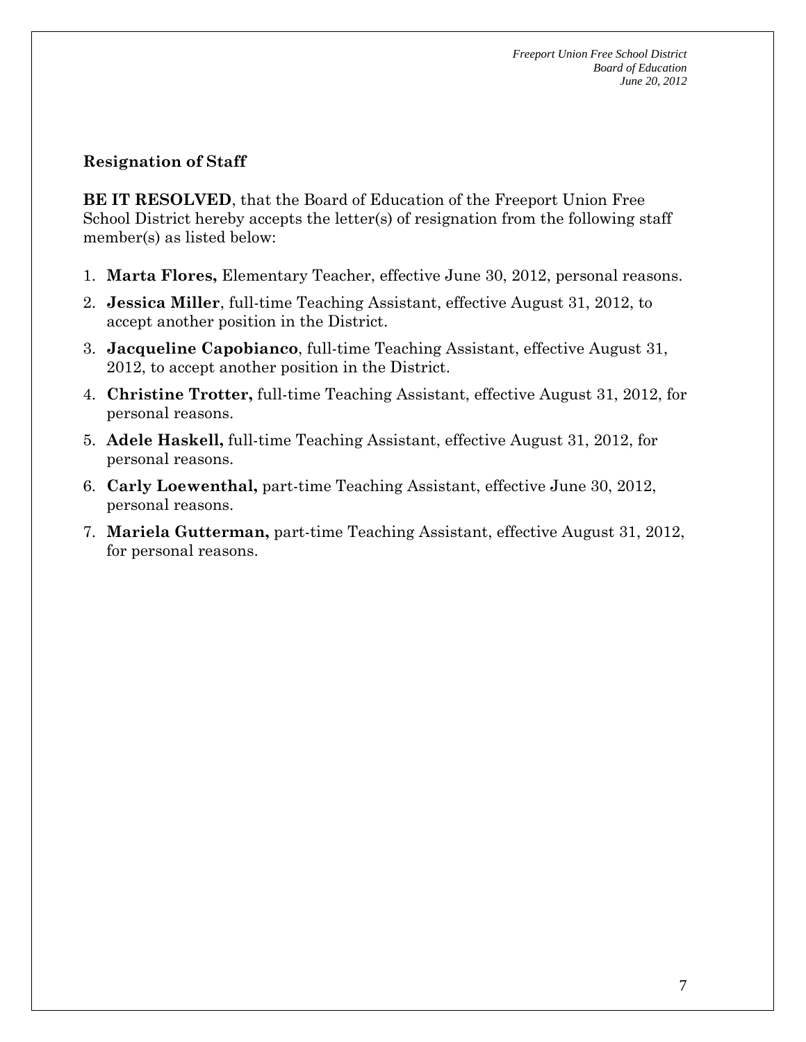## Resignation of Staff

**BE IT RESOLVED**, that the Board of Education of the Freeport Union Free School District hereby accepts the letter(s) of resignation from the following staff member(s) as listed below:

1. **Marta Flores,** Elementary Teacher, effective June 30, 2012, personal reasons.
2. **Jessica Miller**, full-time Teaching Assistant, effective August 31, 2012, to accept another position in the District.
3. **Jacqueline Capobianco**, full-time Teaching Assistant, effective August 31, 2012, to accept another position in the District.
4. **Christine Trotter,** full-time Teaching Assistant, effective August 31, 2012, for personal reasons.
5. **Adele Haskell,** full-time Teaching Assistant, effective August 31, 2012, for personal reasons.
6. **Carly Loewenthal,** part-time Teaching Assistant, effective June 30, 2012, personal reasons.
7. **Mariela Gutterman,** part-time Teaching Assistant, effective August 31, 2012, for personal reasons.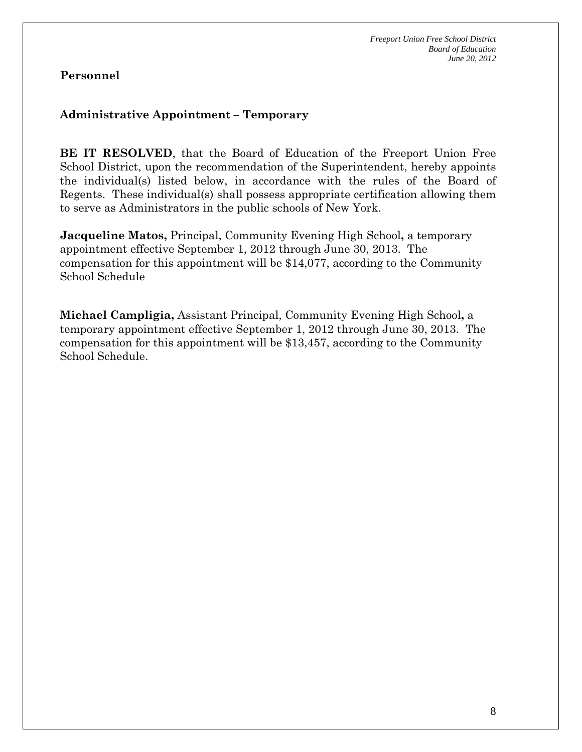**Personnel**

**Administrative Appointment – Temporary**

**BE IT RESOLVED**, that the Board of Education of the Freeport Union Free School District, upon the recommendation of the Superintendent, hereby appoints the individual(s) listed below, in accordance with the rules of the Board of Regents. These individual(s) shall possess appropriate certification allowing them to serve as Administrators in the public schools of New York.

**Jacqueline Matos,** Principal, Community Evening High School**,** a temporary appointment effective September 1, 2012 through June 30, 2013. The compensation for this appointment will be $14,077, according to the Community School Schedule

**Michael Campligia,** Assistant Principal, Community Evening High School**,** a temporary appointment effective September 1, 2012 through June 30, 2013. The compensation for this appointment will be $13,457, according to the Community School Schedule.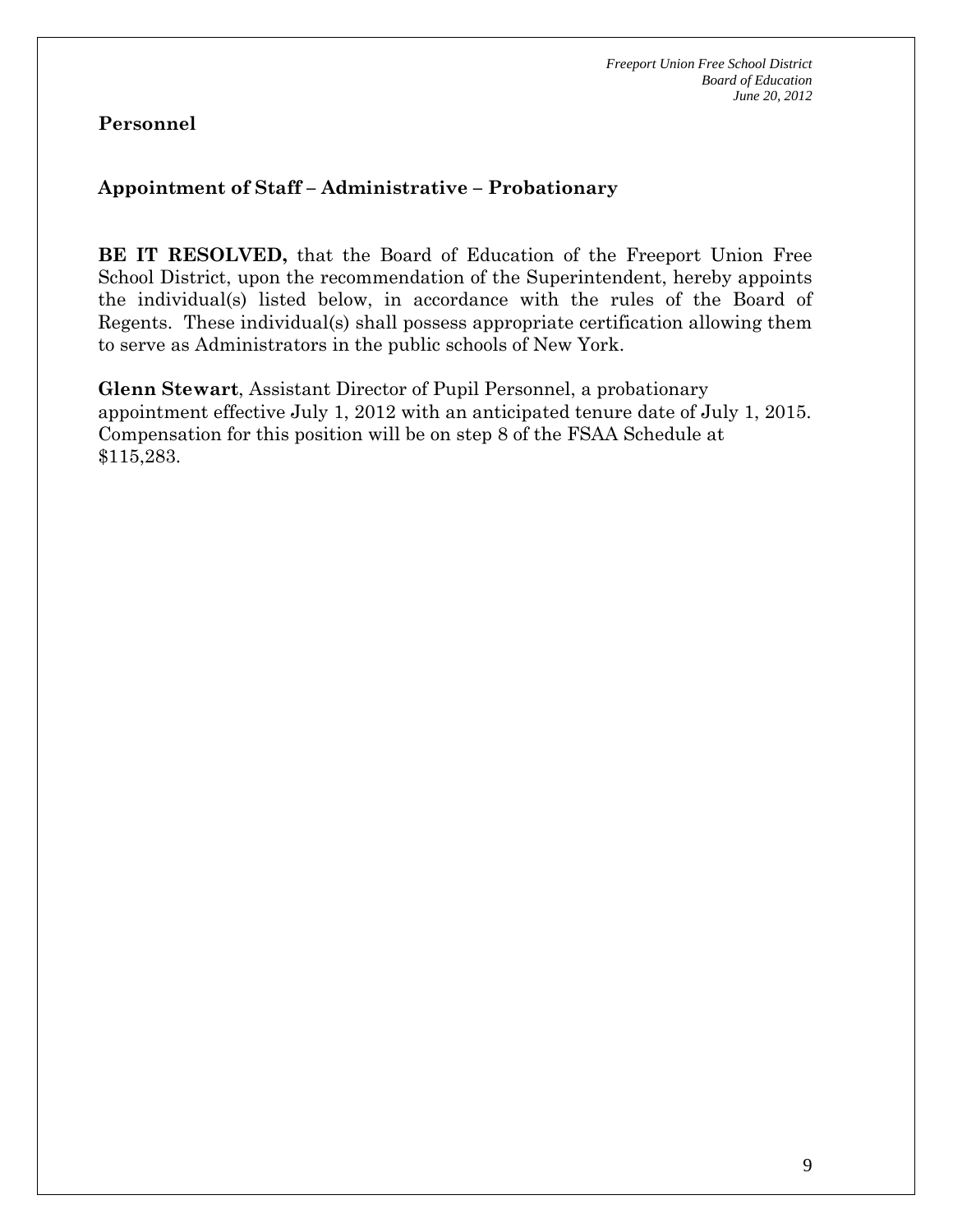## Personnel

### Appointment of Staff – Administrative – Probationary

**BE IT RESOLVED,** that the Board of Education of the Freeport Union Free School District, upon the recommendation of the Superintendent, hereby appoints the individual(s) listed below, in accordance with the rules of the Board of Regents. These individual(s) shall possess appropriate certification allowing them to serve as Administrators in the public schools of New York.

**Glenn Stewart**, Assistant Director of Pupil Personnel, a probationary appointment effective July 1, 2012 with an anticipated tenure date of July 1, 2015. Compensation for this position will be on step 8 of the FSAA Schedule at $115,283.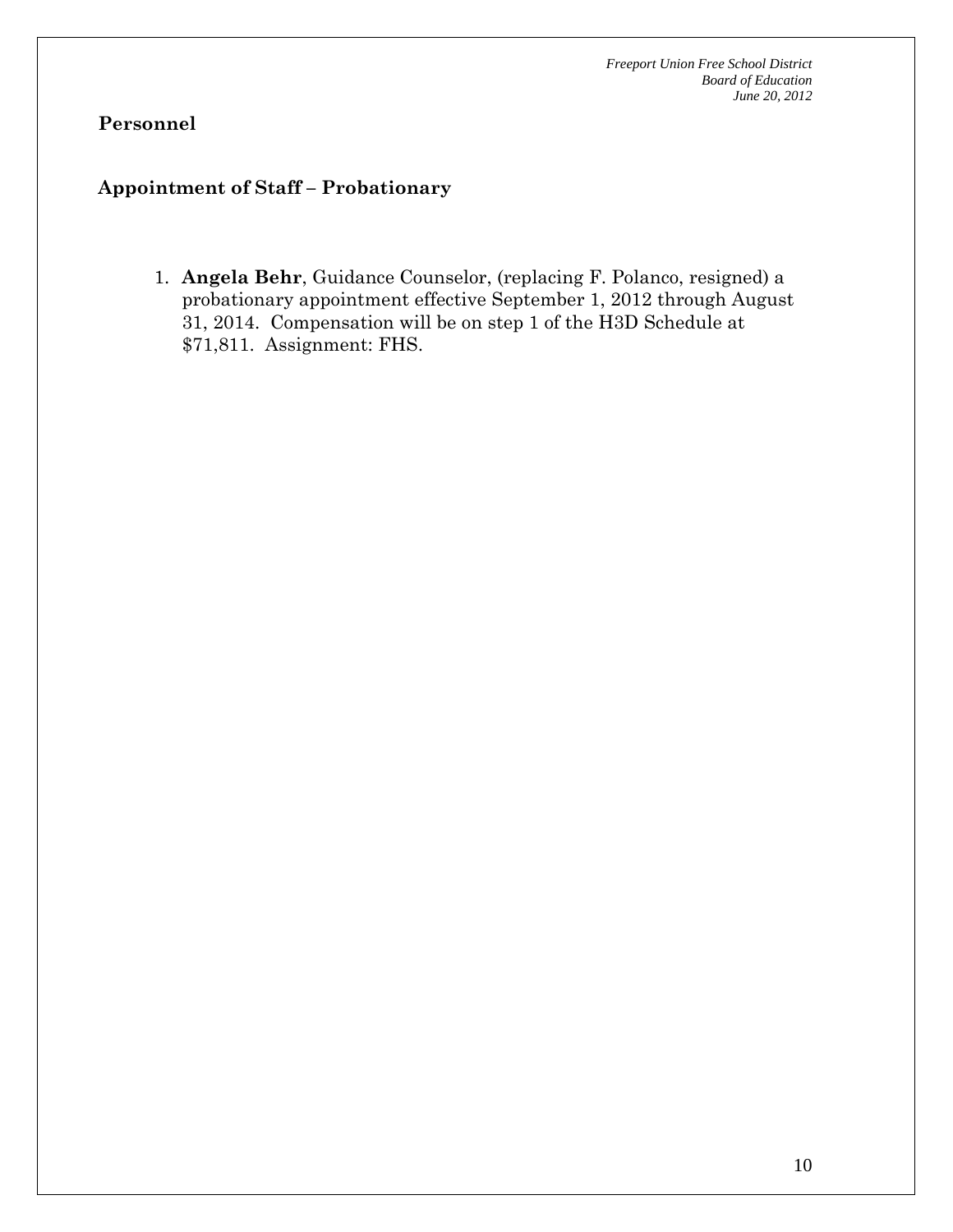## Personnel

### Appointment of Staff – Probationary

1. **Angela Behr**, Guidance Counselor, (replacing F. Polanco, resigned) a probationary appointment effective September 1, 2012 through August 31, 2014. Compensation will be on step 1 of the H3D Schedule at $71,811. Assignment: FHS.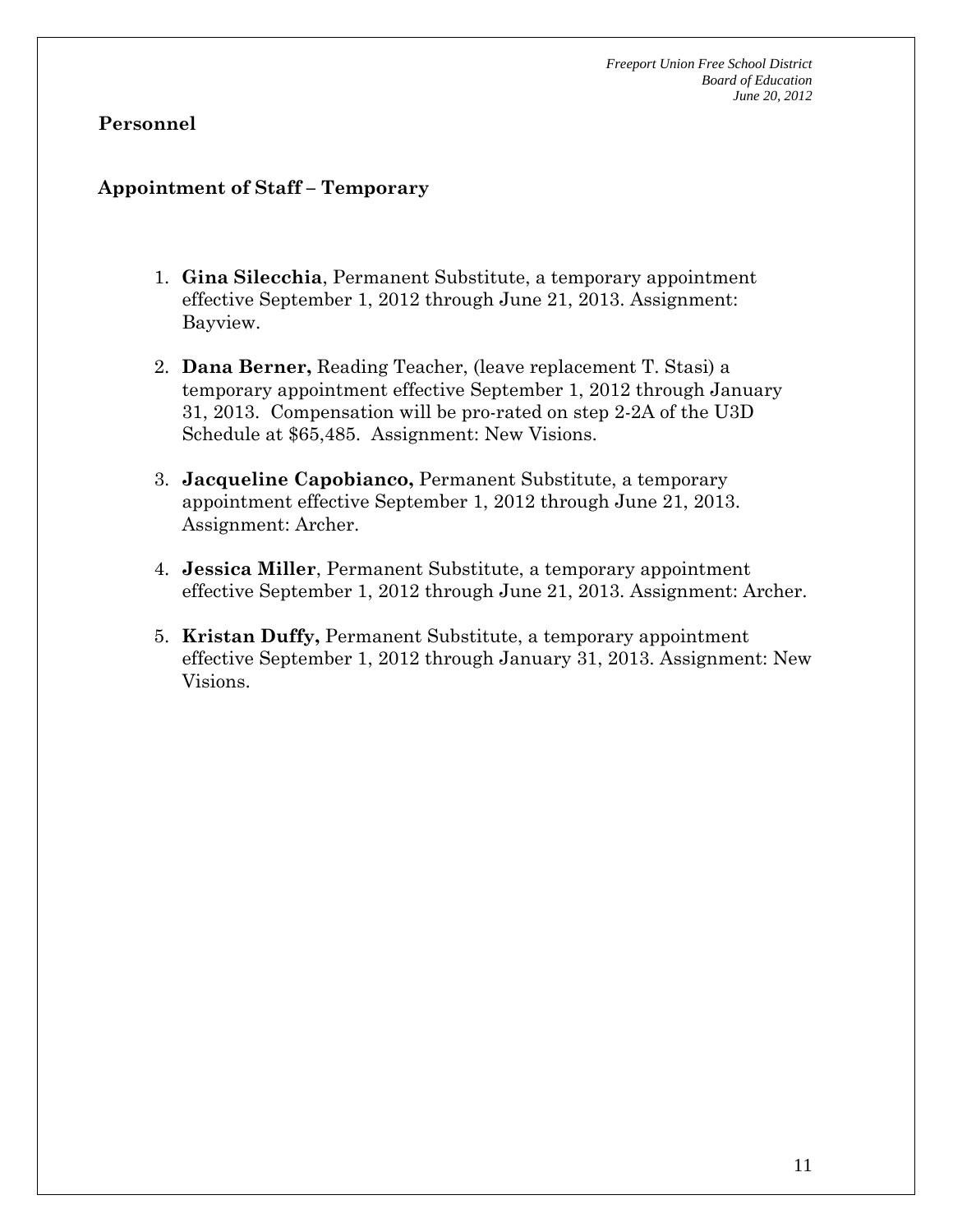## Personnel

### Appointment of Staff – Temporary

1. **Gina Silecchia**, Permanent Substitute, a temporary appointment effective September 1, 2012 through June 21, 2013. Assignment: Bayview.

2. **Dana Berner,** Reading Teacher, (leave replacement T. Stasi) a temporary appointment effective September 1, 2012 through January 31, 2013. Compensation will be pro-rated on step 2-2A of the U3D Schedule at $65,485. Assignment: New Visions.

3. **Jacqueline Capobianco,** Permanent Substitute, a temporary appointment effective September 1, 2012 through June 21, 2013. Assignment: Archer.

4. **Jessica Miller**, Permanent Substitute, a temporary appointment effective September 1, 2012 through June 21, 2013. Assignment: Archer.

5. **Kristan Duffy,** Permanent Substitute, a temporary appointment effective September 1, 2012 through January 31, 2013. Assignment: New Visions.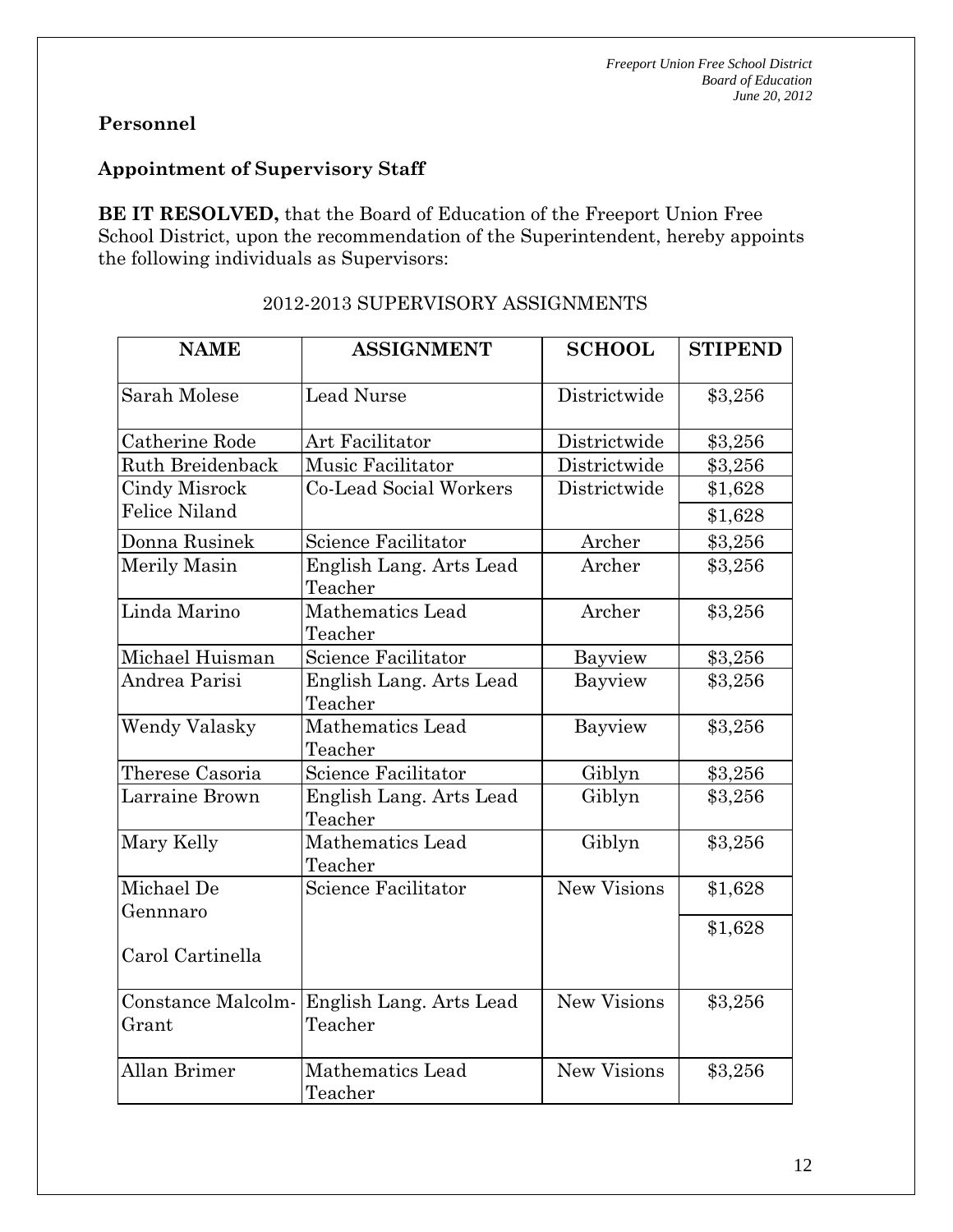## Personnel

### Appointment of Supervisory Staff

**BE IT RESOLVED,** that the Board of Education of the Freeport Union Free School District, upon the recommendation of the Superintendent, hereby appoints the following individuals as Supervisors:

2012-2013 SUPERVISORY ASSIGNMENTS

| NAME | ASSIGNMENT | SCHOOL | STIPEND |
|---|---|---|---|
| Sarah Molese | Lead Nurse | Districtwide | $3,256 |
| Catherine Rode | Art Facilitator | Districtwide | $3,256 |
| Ruth Breidenback | Music Facilitator | Districtwide | $3,256 |
| Cindy Misrock | Co-Lead Social Workers | Districtwide | $1,628 |
| Felice Niland | | | $1,628 |
| Donna Rusinek | Science Facilitator | Archer | $3,256 |
| Merily Masin | English Lang. Arts Lead Teacher | Archer | $3,256 |
| Linda Marino | Mathematics Lead Teacher | Archer | $3,256 |
| Michael Huisman | Science Facilitator | Bayview | $3,256 |
| Andrea Parisi | English Lang. Arts Lead Teacher | Bayview | $3,256 |
| Wendy Valasky | Mathematics Lead Teacher | Bayview | $3,256 |
| Therese Casoria | Science Facilitator | Giblyn | $3,256 |
| Larraine Brown | English Lang. Arts Lead Teacher | Giblyn | $3,256 |
| Mary Kelly | Mathematics Lead Teacher | Giblyn | $3,256 |
| Michael De Gennnaro | Science Facilitator | New Visions | $1,628 |
| Carol Cartinella | | | $1,628 |
| Constance Malcolm-Grant | English Lang. Arts Lead Teacher | New Visions | $3,256 |
| Allan Brimer | Mathematics Lead Teacher | New Visions | $3,256 |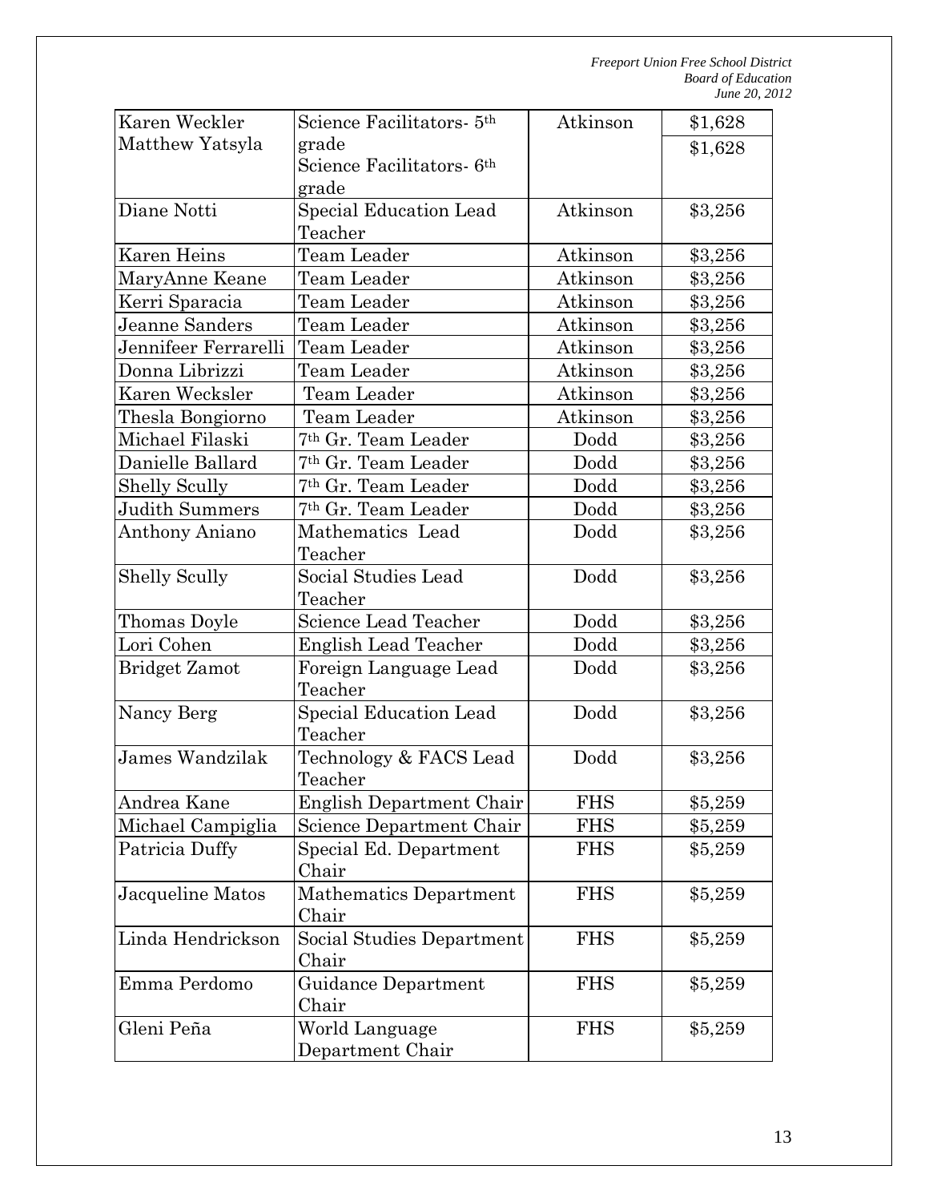| | | | |
|---|---|---|---|
| Karen Weckler<br>Matthew Yatsyla | Science Facilitators- 5th grade<br>Science Facilitators- 6th grade | Atkinson | \$1,628<br>\$1,628 |
| Diane Notti | Special Education Lead Teacher | Atkinson | \$3,256 |
| Karen Heins | Team Leader | Atkinson | \$3,256 |
| MaryAnne Keane | Team Leader | Atkinson | \$3,256 |
| Kerri Sparacia | Team Leader | Atkinson | \$3,256 |
| Jeanne Sanders | Team Leader | Atkinson | \$3,256 |
| Jennifeer Ferrarelli | Team Leader | Atkinson | \$3,256 |
| Donna Librizzi | Team Leader | Atkinson | \$3,256 |
| Karen Wecksler | Team Leader | Atkinson | \$3,256 |
| Thesla Bongiorno | Team Leader | Atkinson | \$3,256 |
| Michael Filaski | 7th Gr. Team Leader | Dodd | \$3,256 |
| Danielle Ballard | 7th Gr. Team Leader | Dodd | \$3,256 |
| Shelly Scully | 7th Gr. Team Leader | Dodd | \$3,256 |
| Judith Summers | 7th Gr. Team Leader | Dodd | \$3,256 |
| Anthony Aniano | Mathematics Lead Teacher | Dodd | \$3,256 |
| Shelly Scully | Social Studies Lead Teacher | Dodd | \$3,256 |
| Thomas Doyle | Science Lead Teacher | Dodd | \$3,256 |
| Lori Cohen | English Lead Teacher | Dodd | \$3,256 |
| Bridget Zamot | Foreign Language Lead Teacher | Dodd | \$3,256 |
| Nancy Berg | Special Education Lead Teacher | Dodd | \$3,256 |
| James Wandzilak | Technology & FACS Lead Teacher | Dodd | \$3,256 |
| Andrea Kane | English Department Chair | FHS | \$5,259 |
| Michael Campiglia | Science Department Chair | FHS | \$5,259 |
| Patricia Duffy | Special Ed. Department Chair | FHS | \$5,259 |
| Jacqueline Matos | Mathematics Department Chair | FHS | \$5,259 |
| Linda Hendrickson | Social Studies Department Chair | FHS | \$5,259 |
| Emma Perdomo | Guidance Department Chair | FHS | \$5,259 |
| Gleni Peña | World Language Department Chair | FHS | \$5,259 |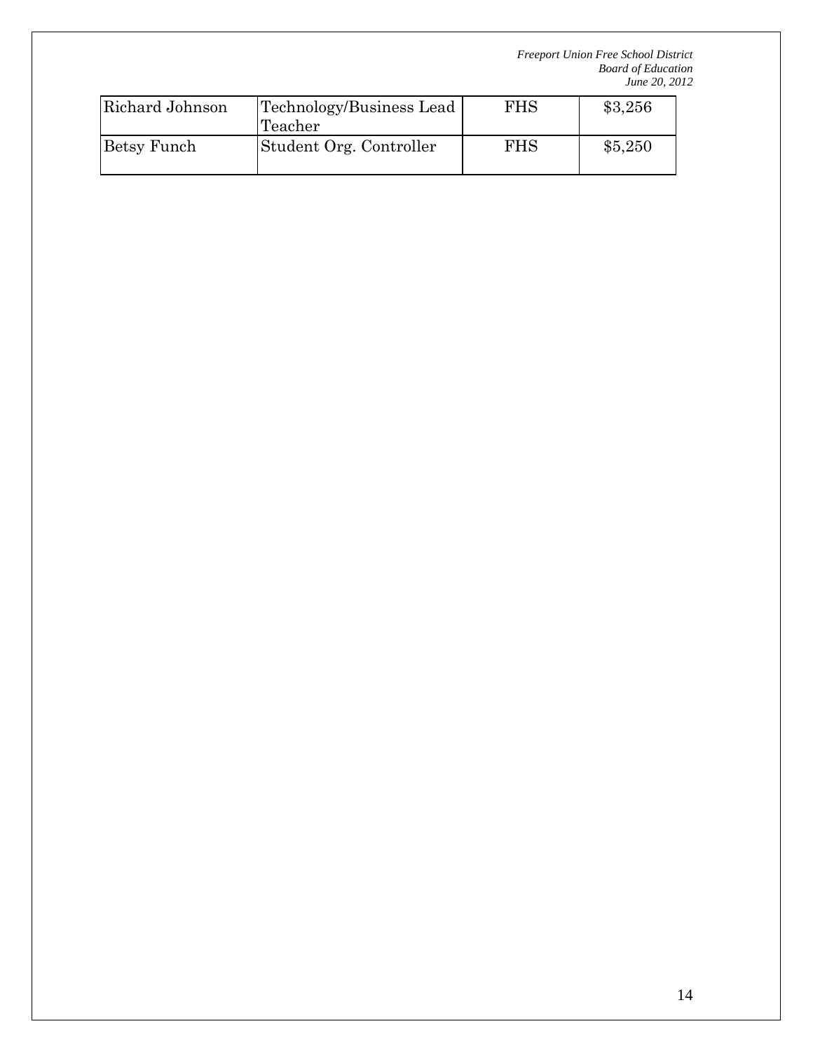| Richard Johnson | Technology/Business Lead Teacher | FHS | $3,256 |
|---|---|---|---|
| Betsy Funch | Student Org. Controller | FHS | $5,250 |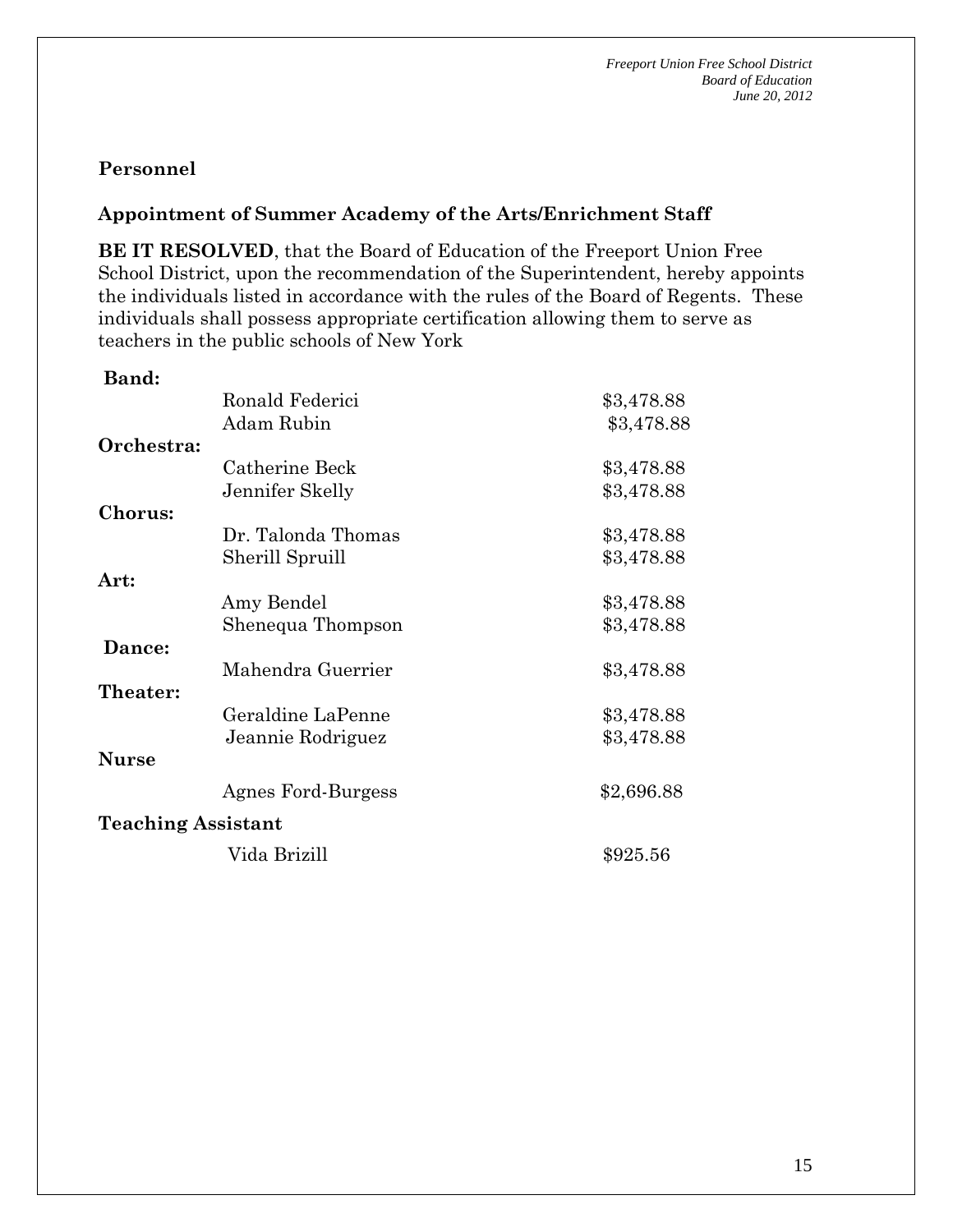## Personnel

### Appointment of Summer Academy of the Arts/Enrichment Staff

**BE IT RESOLVED**, that the Board of Education of the Freeport Union Free School District, upon the recommendation of the Superintendent, hereby appoints the individuals listed in accordance with the rules of the Board of Regents. These individuals shall possess appropriate certification allowing them to serve as teachers in the public schools of New York

| | | |
|---|---|---|
| **Band:** | | |
| | Ronald Federici | $3,478.88 |
| | Adam Rubin | $3,478.88 |
| **Orchestra:** | | |
| | Catherine Beck | $3,478.88 |
| | Jennifer Skelly | $3,478.88 |
| **Chorus:** | | |
| | Dr. Talonda Thomas | $3,478.88 |
| | Sherill Spruill | $3,478.88 |
| **Art:** | | |
| | Amy Bendel | $3,478.88 |
| | Shenequa Thompson | $3,478.88 |
| **Dance:** | | |
| | Mahendra Guerrier | $3,478.88 |
| **Theater:** | | |
| | Geraldine LaPenne | $3,478.88 |
| | Jeannie Rodriguez | $3,478.88 |
| **Nurse** | | |
| | Agnes Ford-Burgess | $2,696.88 |
| **Teaching Assistant** | | |
| | Vida Brizill | $925.56 |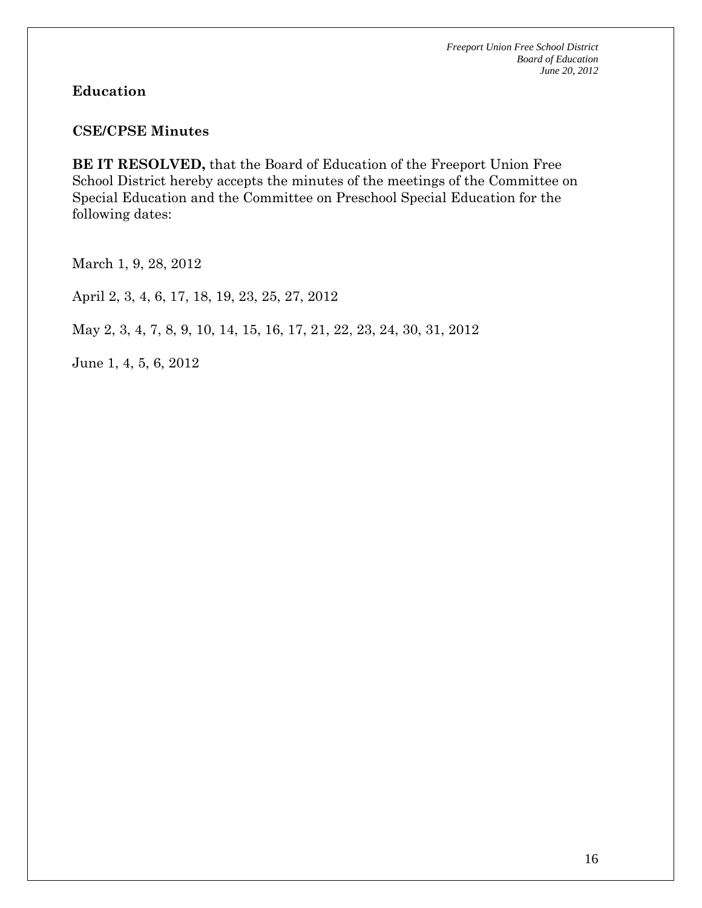## Education

### CSE/CPSE Minutes

**BE IT RESOLVED,** that the Board of Education of the Freeport Union Free School District hereby accepts the minutes of the meetings of the Committee on Special Education and the Committee on Preschool Special Education for the following dates:

March 1, 9, 28, 2012

April 2, 3, 4, 6, 17, 18, 19, 23, 25, 27, 2012

May 2, 3, 4, 7, 8, 9, 10, 14, 15, 16, 17, 21, 22, 23, 24, 30, 31, 2012

June 1, 4, 5, 6, 2012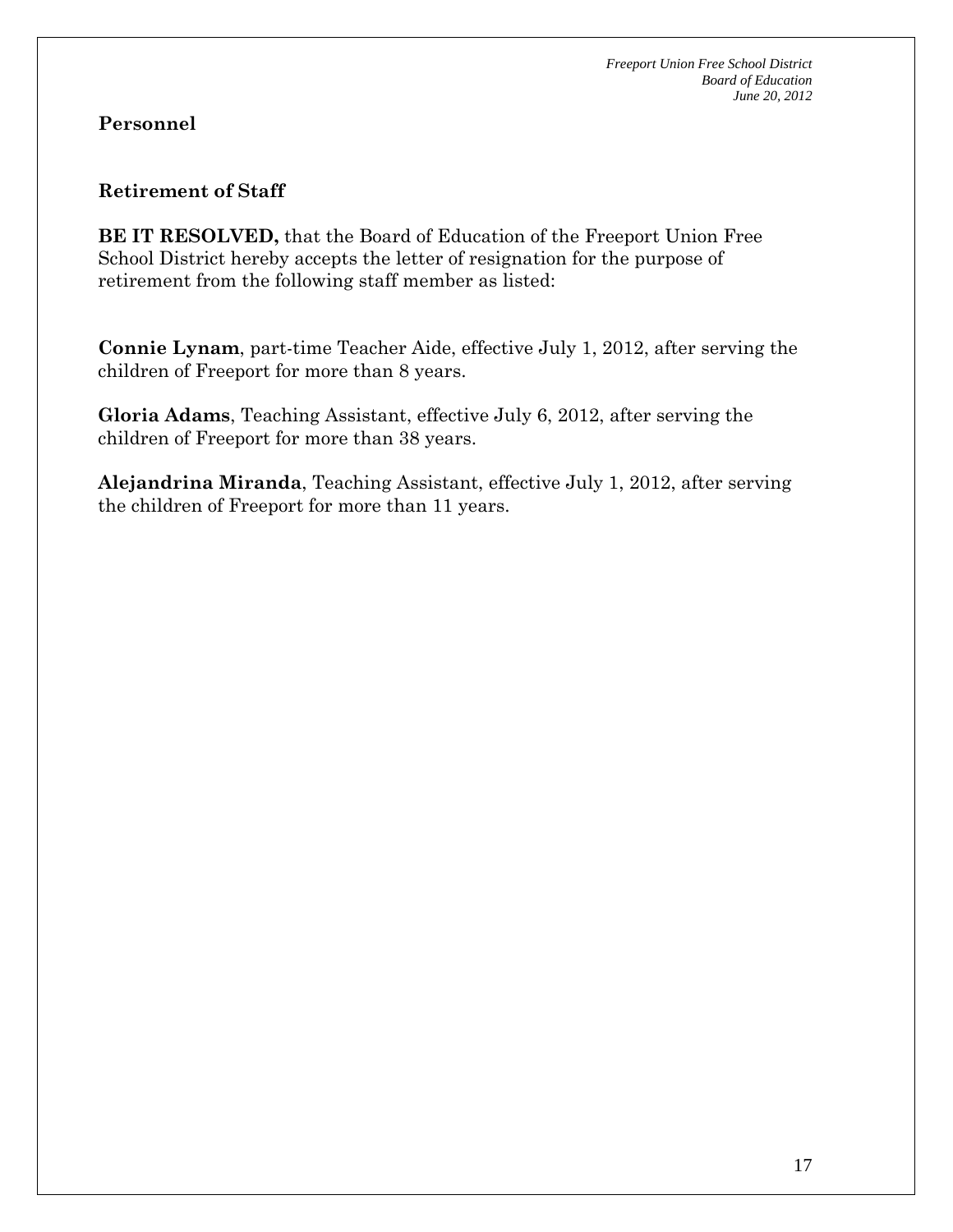## Personnel

### Retirement of Staff

**BE IT RESOLVED,** that the Board of Education of the Freeport Union Free School District hereby accepts the letter of resignation for the purpose of retirement from the following staff member as listed:

**Connie Lynam**, part-time Teacher Aide, effective July 1, 2012, after serving the children of Freeport for more than 8 years.

**Gloria Adams**, Teaching Assistant, effective July 6, 2012, after serving the children of Freeport for more than 38 years.

**Alejandrina Miranda**, Teaching Assistant, effective July 1, 2012, after serving the children of Freeport for more than 11 years.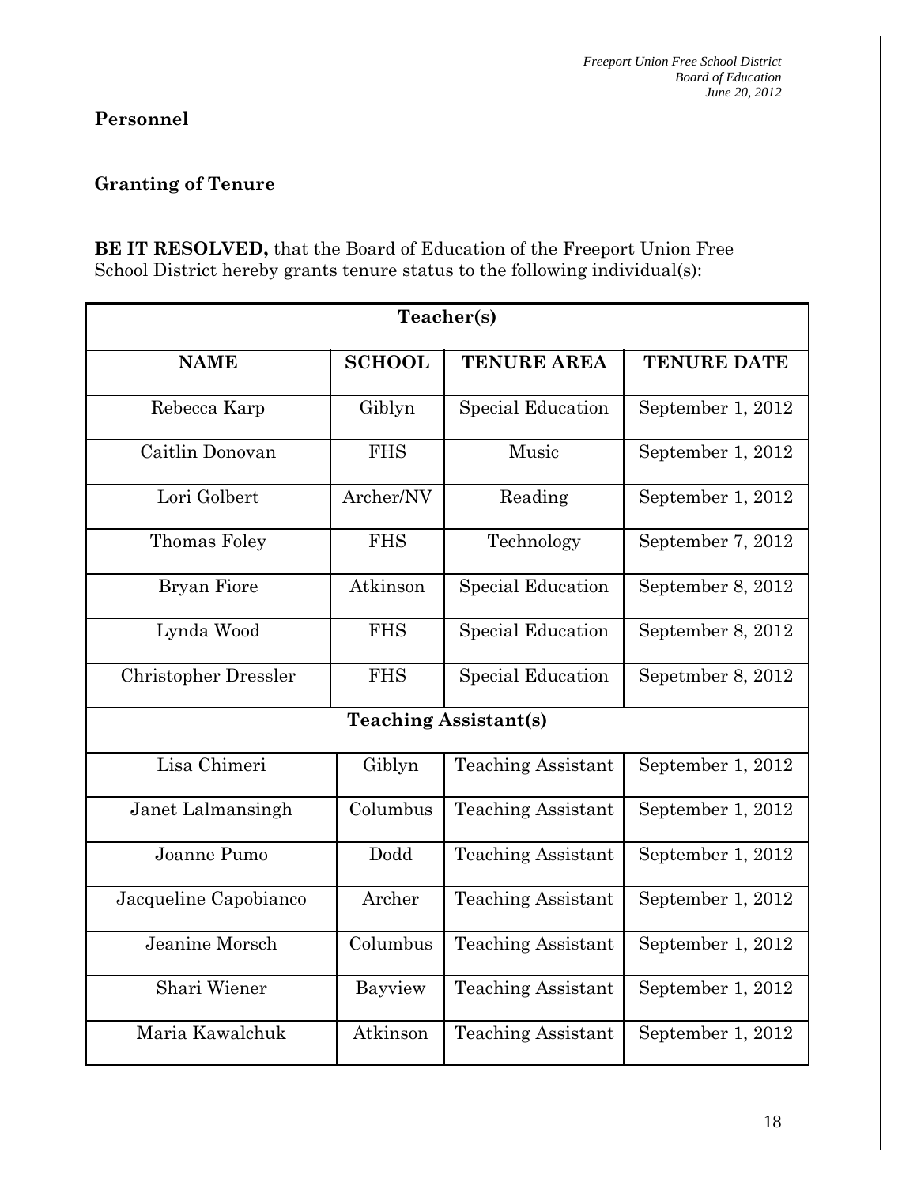**Personnel**

**Granting of Tenure**

**BE IT RESOLVED,** that the Board of Education of the Freeport Union Free School District hereby grants tenure status to the following individual(s):

| **Teacher(s)** | | | |
|---|---|---|---|
| **NAME** | **SCHOOL** | **TENURE AREA** | **TENURE DATE** |
| Rebecca Karp | Giblyn | Special Education | September 1, 2012 |
| Caitlin Donovan | FHS | Music | September 1, 2012 |
| Lori Golbert | Archer/NV | Reading | September 1, 2012 |
| Thomas Foley | FHS | Technology | September 7, 2012 |
| Bryan Fiore | Atkinson | Special Education | September 8, 2012 |
| Lynda Wood | FHS | Special Education | September 8, 2012 |
| Christopher Dressler | FHS | Special Education | Sepetmber 8, 2012 |
| **Teaching Assistant(s)** | | | |
| Lisa Chimeri | Giblyn | Teaching Assistant | September 1, 2012 |
| Janet Lalmansingh | Columbus | Teaching Assistant | September 1, 2012 |
| Joanne Pumo | Dodd | Teaching Assistant | September 1, 2012 |
| Jacqueline Capobianco | Archer | Teaching Assistant | September 1, 2012 |
| Jeanine Morsch | Columbus | Teaching Assistant | September 1, 2012 |
| Shari Wiener | Bayview | Teaching Assistant | September 1, 2012 |
| Maria Kawalchuk | Atkinson | Teaching Assistant | September 1, 2012 |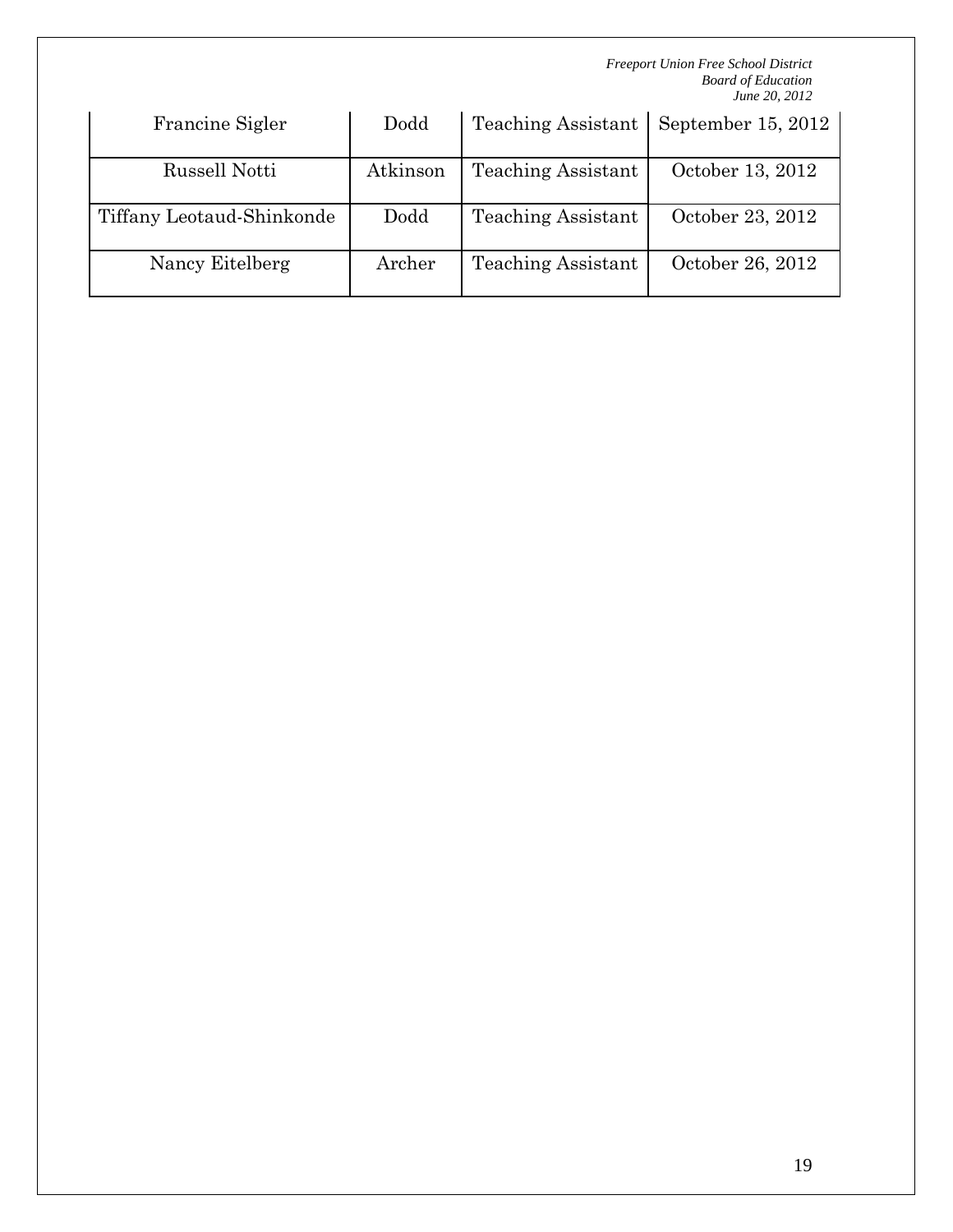| Francine Sigler | Dodd | Teaching Assistant | September 15, 2012 |
|---|---|---|---|
| Russell Notti | Atkinson | Teaching Assistant | October 13, 2012 |
| Tiffany Leotaud-Shinkonde | Dodd | Teaching Assistant | October 23, 2012 |
| Nancy Eitelberg | Archer | Teaching Assistant | October 26, 2012 |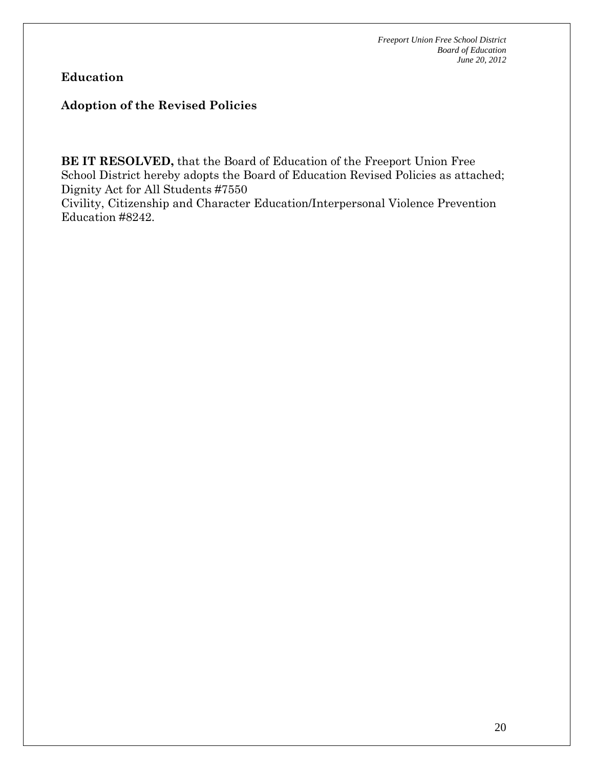**Education**

**Adoption of the Revised Policies**

**BE IT RESOLVED,** that the Board of Education of the Freeport Union Free School District hereby adopts the Board of Education Revised Policies as attached; Dignity Act for All Students #7550
Civility, Citizenship and Character Education/Interpersonal Violence Prevention Education #8242.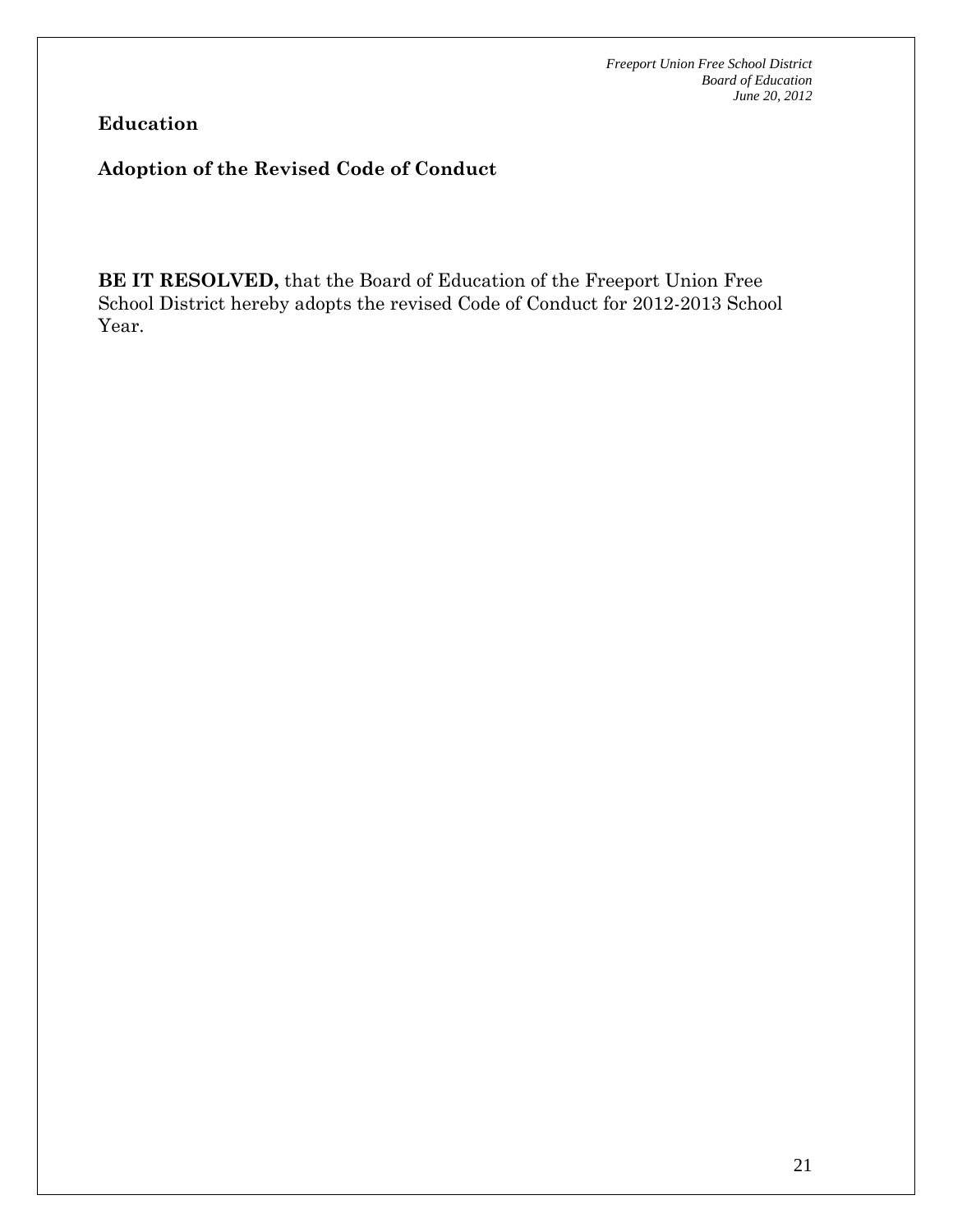## Education

### Adoption of the Revised Code of Conduct

**BE IT RESOLVED,** that the Board of Education of the Freeport Union Free School District hereby adopts the revised Code of Conduct for 2012-2013 School Year.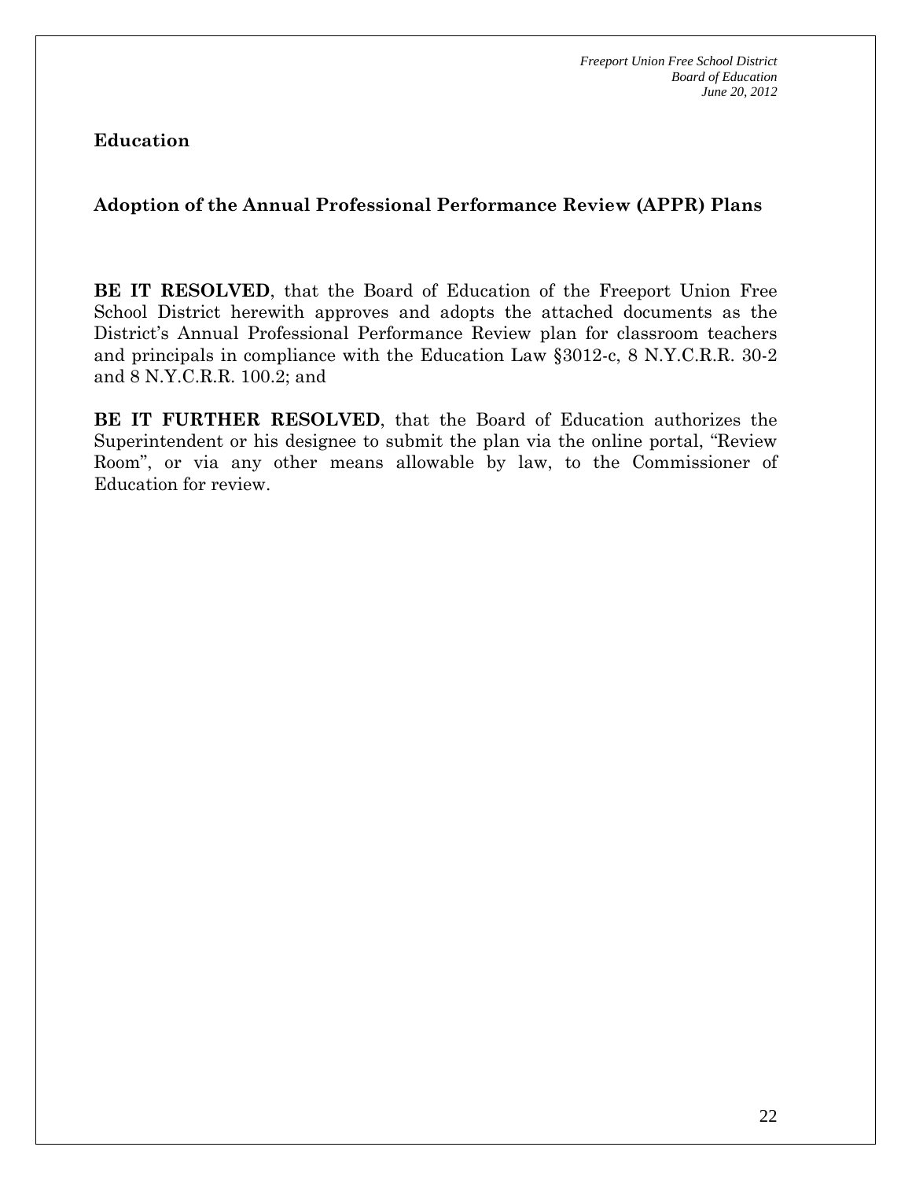**Education**

**Adoption of the Annual Professional Performance Review (APPR) Plans**

**BE IT RESOLVED**, that the Board of Education of the Freeport Union Free School District herewith approves and adopts the attached documents as the District's Annual Professional Performance Review plan for classroom teachers and principals in compliance with the Education Law §3012-c, 8 N.Y.C.R.R. 30-2 and 8 N.Y.C.R.R. 100.2; and

**BE IT FURTHER RESOLVED**, that the Board of Education authorizes the Superintendent or his designee to submit the plan via the online portal, "Review Room", or via any other means allowable by law, to the Commissioner of Education for review.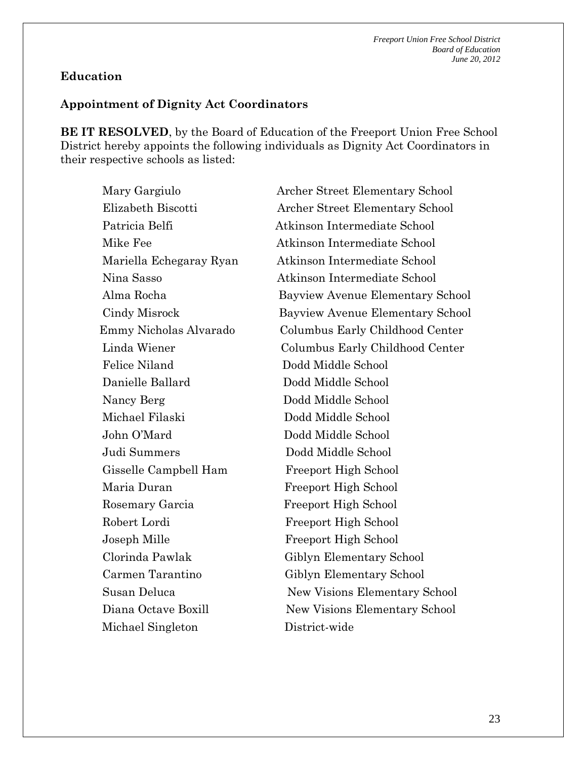**Education**

**Appointment of Dignity Act Coordinators**

**BE IT RESOLVED**, by the Board of Education of the Freeport Union Free School District hereby appoints the following individuals as Dignity Act Coordinators in their respective schools as listed:

| | |
|---|---|
| Mary Gargiulo | Archer Street Elementary School |
| Elizabeth Biscotti | Archer Street Elementary School |
| Patricia Belfi | Atkinson Intermediate School |
| Mike Fee | Atkinson Intermediate School |
| Mariella Echegaray Ryan | Atkinson Intermediate School |
| Nina Sasso | Atkinson Intermediate School |
| Alma Rocha | Bayview Avenue Elementary School |
| Cindy Misrock | Bayview Avenue Elementary School |
| Emmy Nicholas Alvarado | Columbus Early Childhood Center |
| Linda Wiener | Columbus Early Childhood Center |
| Felice Niland | Dodd Middle School |
| Danielle Ballard | Dodd Middle School |
| Nancy Berg | Dodd Middle School |
| Michael Filaski | Dodd Middle School |
| John O'Mard | Dodd Middle School |
| Judi Summers | Dodd Middle School |
| Gisselle Campbell Ham | Freeport High School |
| Maria Duran | Freeport High School |
| Rosemary Garcia | Freeport High School |
| Robert Lordi | Freeport High School |
| Joseph Mille | Freeport High School |
| Clorinda Pawlak | Giblyn Elementary School |
| Carmen Tarantino | Giblyn Elementary School |
| Susan Deluca | New Visions Elementary School |
| Diana Octave Boxill | New Visions Elementary School |
| Michael Singleton | District-wide |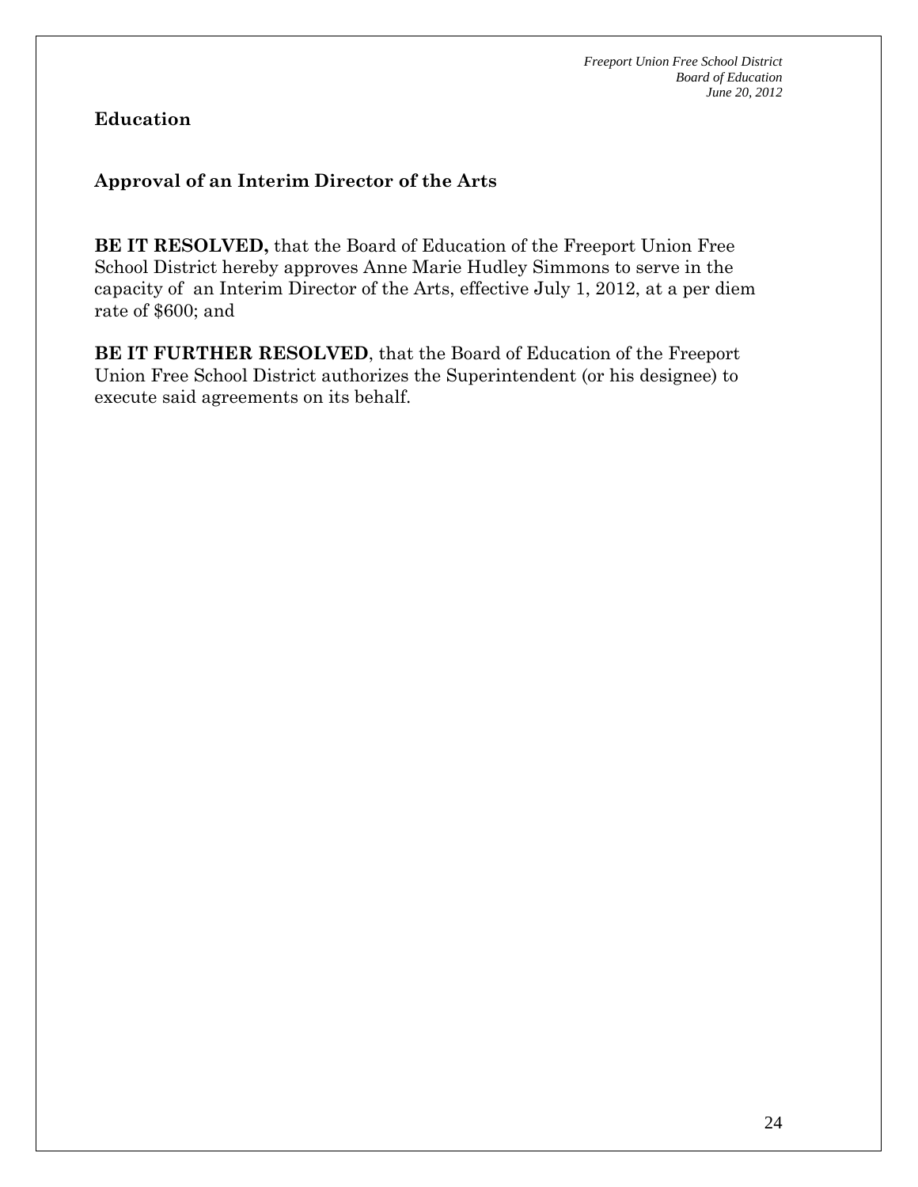*Freeport Union Free School District*
*Board of Education*
*June 20, 2012*

**Education**

**Approval of an Interim Director of the Arts**

**BE IT RESOLVED,** that the Board of Education of the Freeport Union Free School District hereby approves Anne Marie Hudley Simmons to serve in the capacity of an Interim Director of the Arts, effective July 1, 2012, at a per diem rate of $600; and

**BE IT FURTHER RESOLVED**, that the Board of Education of the Freeport Union Free School District authorizes the Superintendent (or his designee) to execute said agreements on its behalf.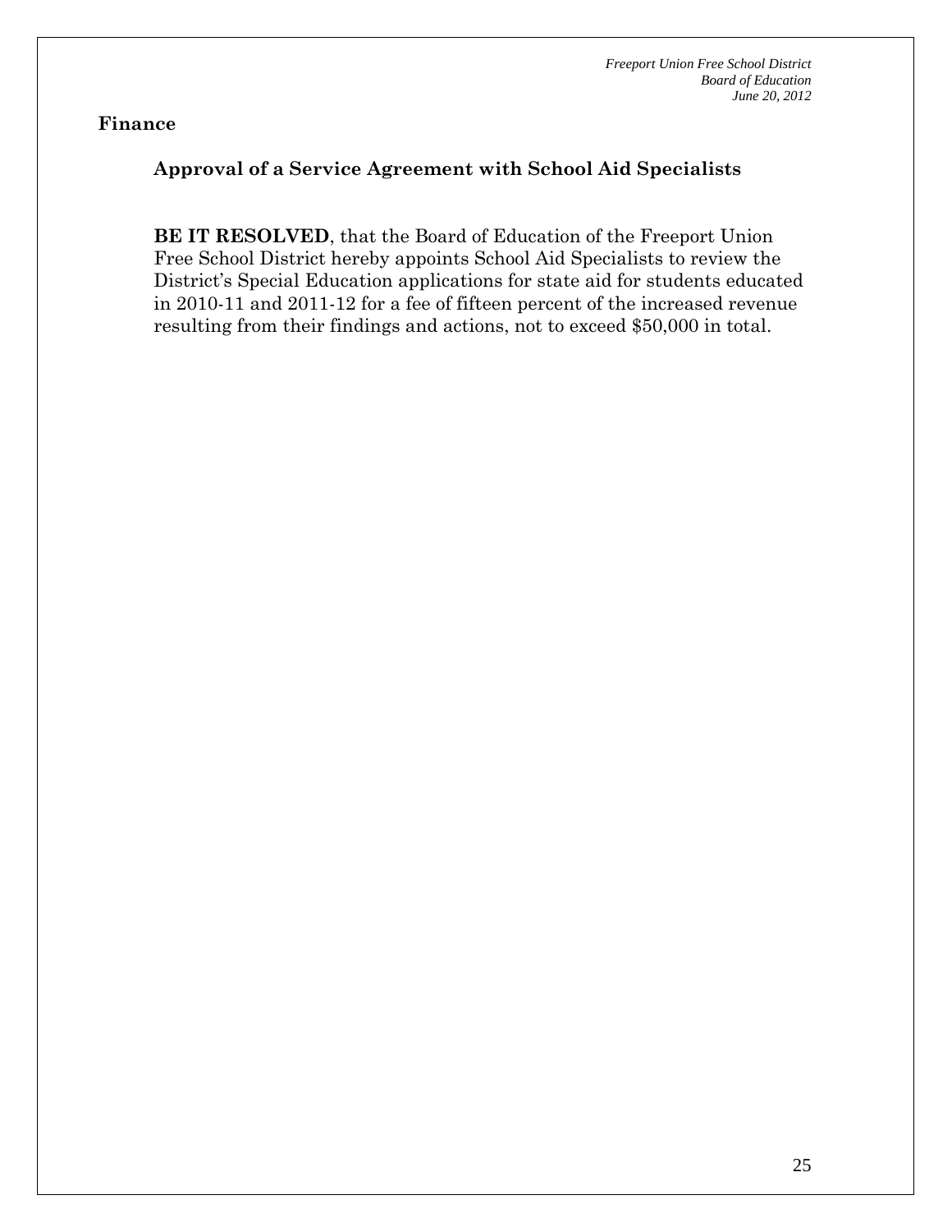**Finance**

**Approval of a Service Agreement with School Aid Specialists**

**BE IT RESOLVED**, that the Board of Education of the Freeport Union Free School District hereby appoints School Aid Specialists to review the District's Special Education applications for state aid for students educated in 2010-11 and 2011-12 for a fee of fifteen percent of the increased revenue resulting from their findings and actions, not to exceed $50,000 in total.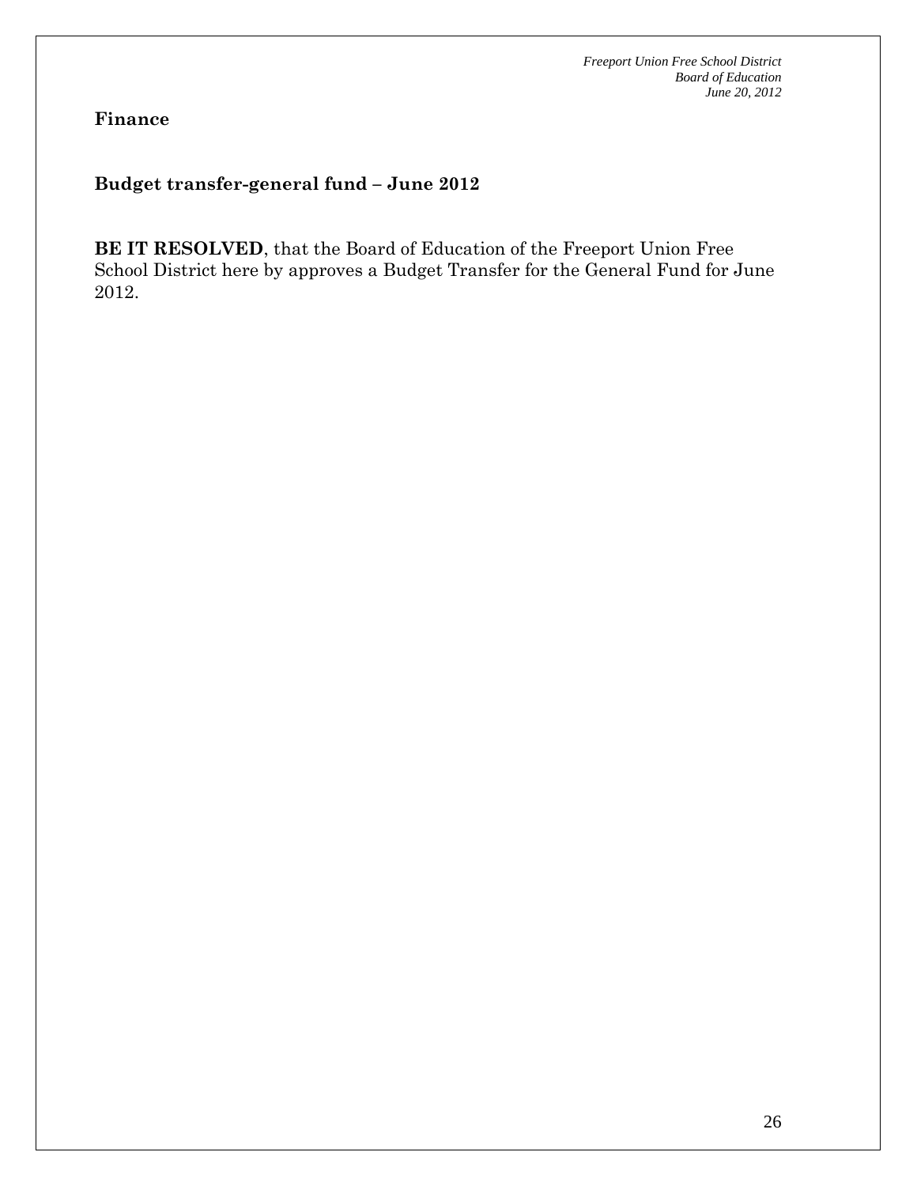**Finance**

**Budget transfer-general fund – June 2012**

**BE IT RESOLVED**, that the Board of Education of the Freeport Union Free School District here by approves a Budget Transfer for the General Fund for June 2012.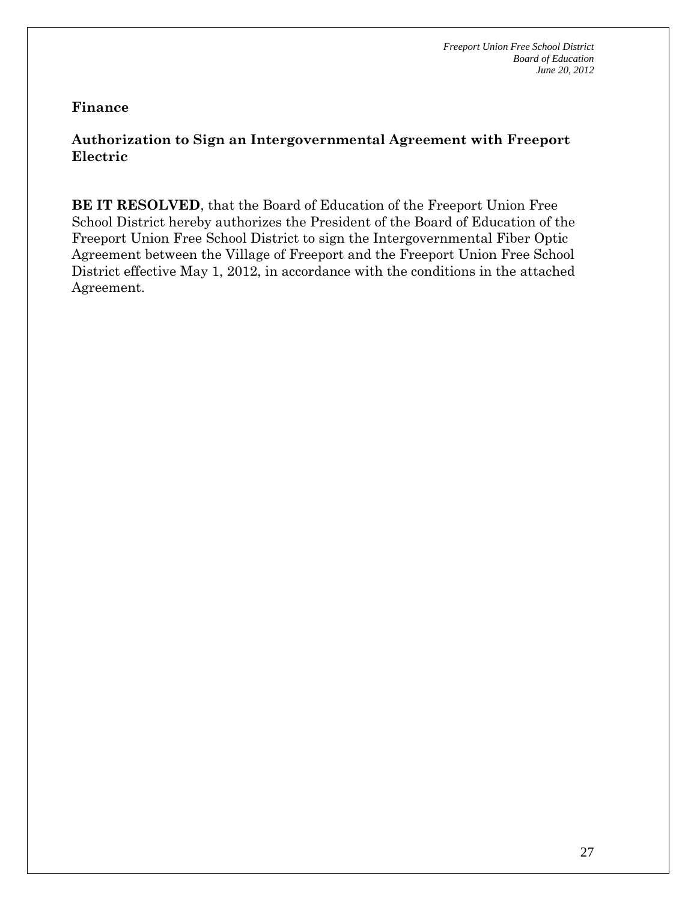## Finance

### Authorization to Sign an Intergovernmental Agreement with Freeport Electric

**BE IT RESOLVED**, that the Board of Education of the Freeport Union Free School District hereby authorizes the President of the Board of Education of the Freeport Union Free School District to sign the Intergovernmental Fiber Optic Agreement between the Village of Freeport and the Freeport Union Free School District effective May 1, 2012, in accordance with the conditions in the attached Agreement.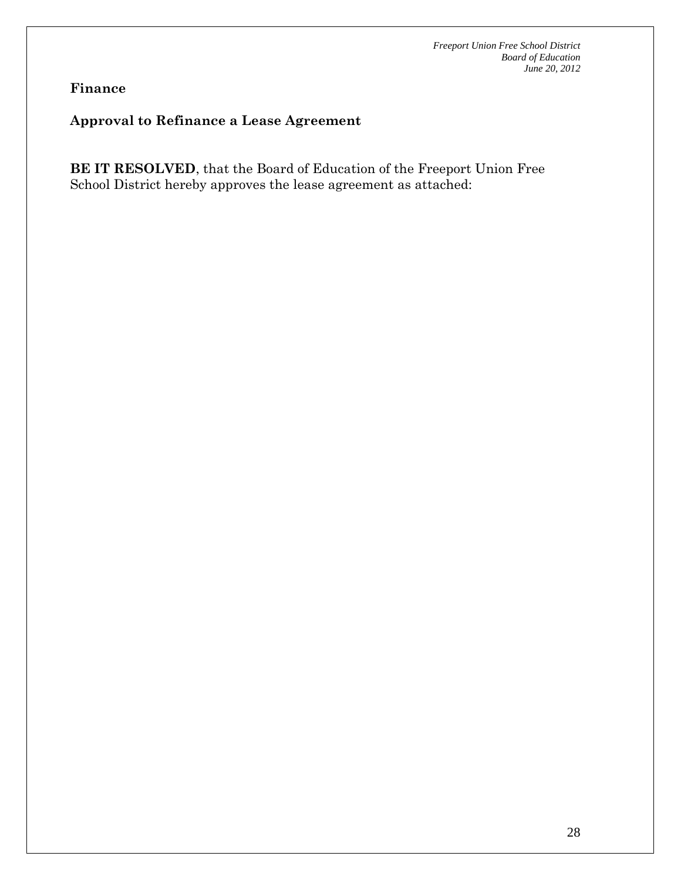**Finance**

**Approval to Refinance a Lease Agreement**

**BE IT RESOLVED**, that the Board of Education of the Freeport Union Free School District hereby approves the lease agreement as attached: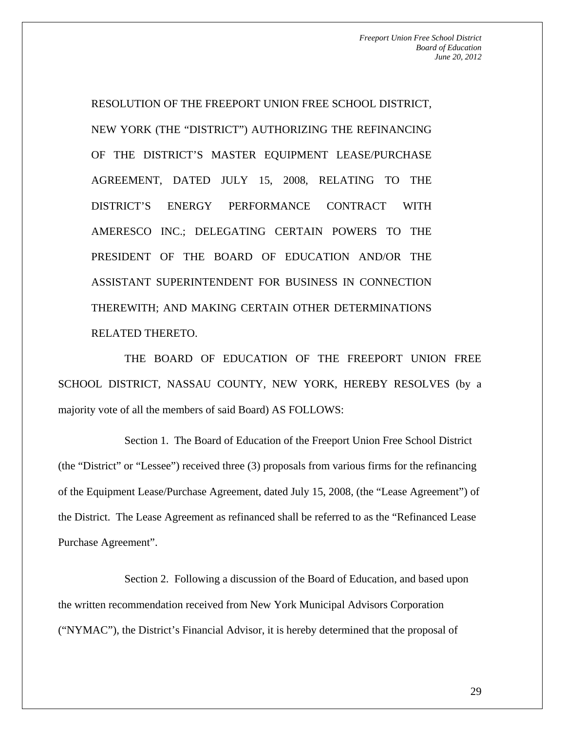RESOLUTION OF THE FREEPORT UNION FREE SCHOOL DISTRICT, NEW YORK (THE "DISTRICT") AUTHORIZING THE REFINANCING OF THE DISTRICT'S MASTER EQUIPMENT LEASE/PURCHASE AGREEMENT, DATED JULY 15, 2008, RELATING TO THE DISTRICT'S ENERGY PERFORMANCE CONTRACT WITH AMERESCO INC.; DELEGATING CERTAIN POWERS TO THE PRESIDENT OF THE BOARD OF EDUCATION AND/OR THE ASSISTANT SUPERINTENDENT FOR BUSINESS IN CONNECTION THEREWITH; AND MAKING CERTAIN OTHER DETERMINATIONS RELATED THERETO.

THE BOARD OF EDUCATION OF THE FREEPORT UNION FREE SCHOOL DISTRICT, NASSAU COUNTY, NEW YORK, HEREBY RESOLVES (by a majority vote of all the members of said Board) AS FOLLOWS:

Section 1. The Board of Education of the Freeport Union Free School District (the "District" or "Lessee") received three (3) proposals from various firms for the refinancing of the Equipment Lease/Purchase Agreement, dated July 15, 2008, (the "Lease Agreement") of the District. The Lease Agreement as refinanced shall be referred to as the "Refinanced Lease Purchase Agreement".

Section 2. Following a discussion of the Board of Education, and based upon the written recommendation received from New York Municipal Advisors Corporation ("NYMAC"), the District's Financial Advisor, it is hereby determined that the proposal of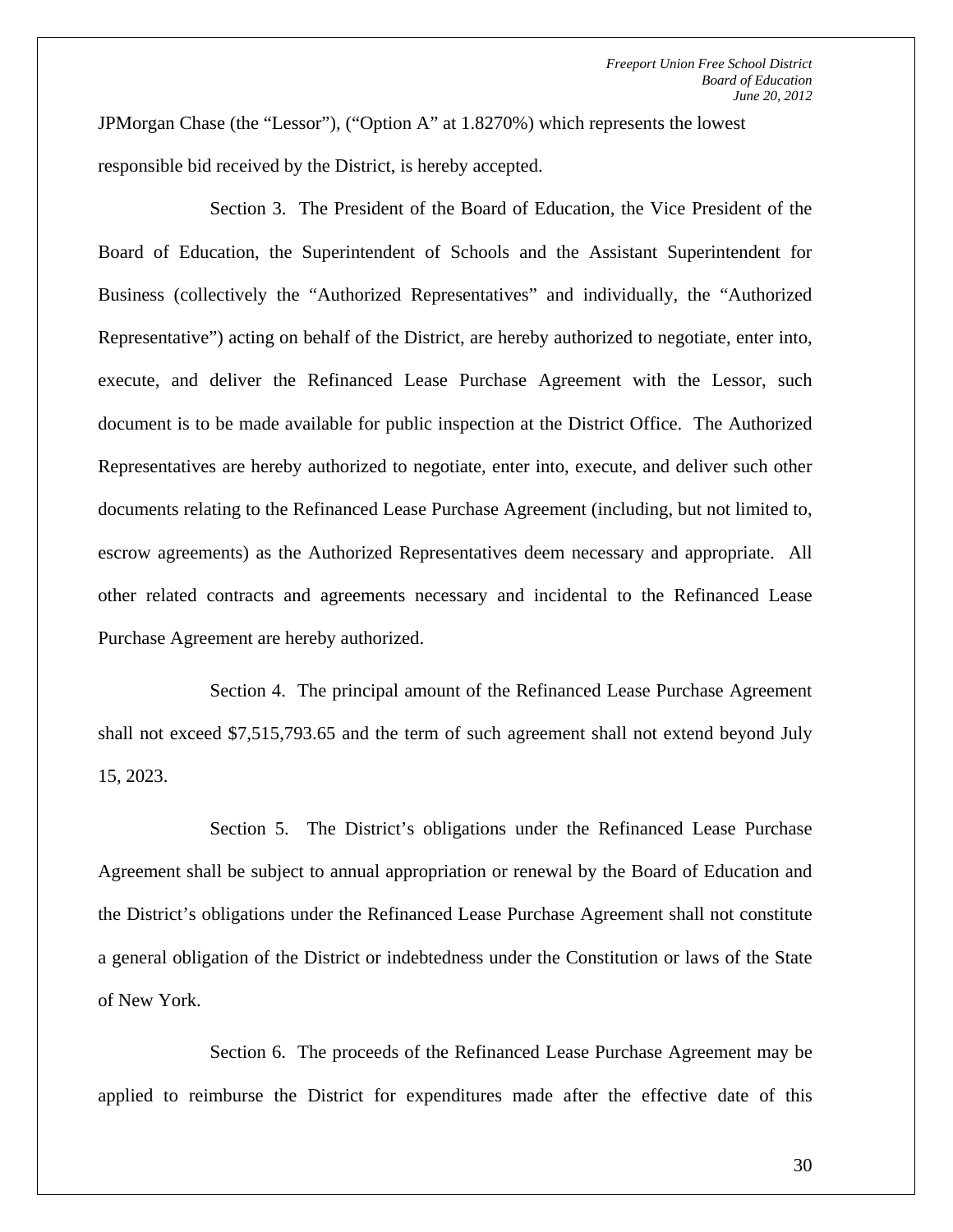JPMorgan Chase (the “Lessor”), (“Option A” at 1.8270%) which represents the lowest responsible bid received by the District, is hereby accepted.

Section 3. The President of the Board of Education, the Vice President of the Board of Education, the Superintendent of Schools and the Assistant Superintendent for Business (collectively the “Authorized Representatives” and individually, the “Authorized Representative”) acting on behalf of the District, are hereby authorized to negotiate, enter into, execute, and deliver the Refinanced Lease Purchase Agreement with the Lessor, such document is to be made available for public inspection at the District Office. The Authorized Representatives are hereby authorized to negotiate, enter into, execute, and deliver such other documents relating to the Refinanced Lease Purchase Agreement (including, but not limited to, escrow agreements) as the Authorized Representatives deem necessary and appropriate. All other related contracts and agreements necessary and incidental to the Refinanced Lease Purchase Agreement are hereby authorized.

Section 4. The principal amount of the Refinanced Lease Purchase Agreement shall not exceed $7,515,793.65 and the term of such agreement shall not extend beyond July 15, 2023.

Section 5. The District’s obligations under the Refinanced Lease Purchase Agreement shall be subject to annual appropriation or renewal by the Board of Education and the District’s obligations under the Refinanced Lease Purchase Agreement shall not constitute a general obligation of the District or indebtedness under the Constitution or laws of the State of New York.

Section 6. The proceeds of the Refinanced Lease Purchase Agreement may be applied to reimburse the District for expenditures made after the effective date of this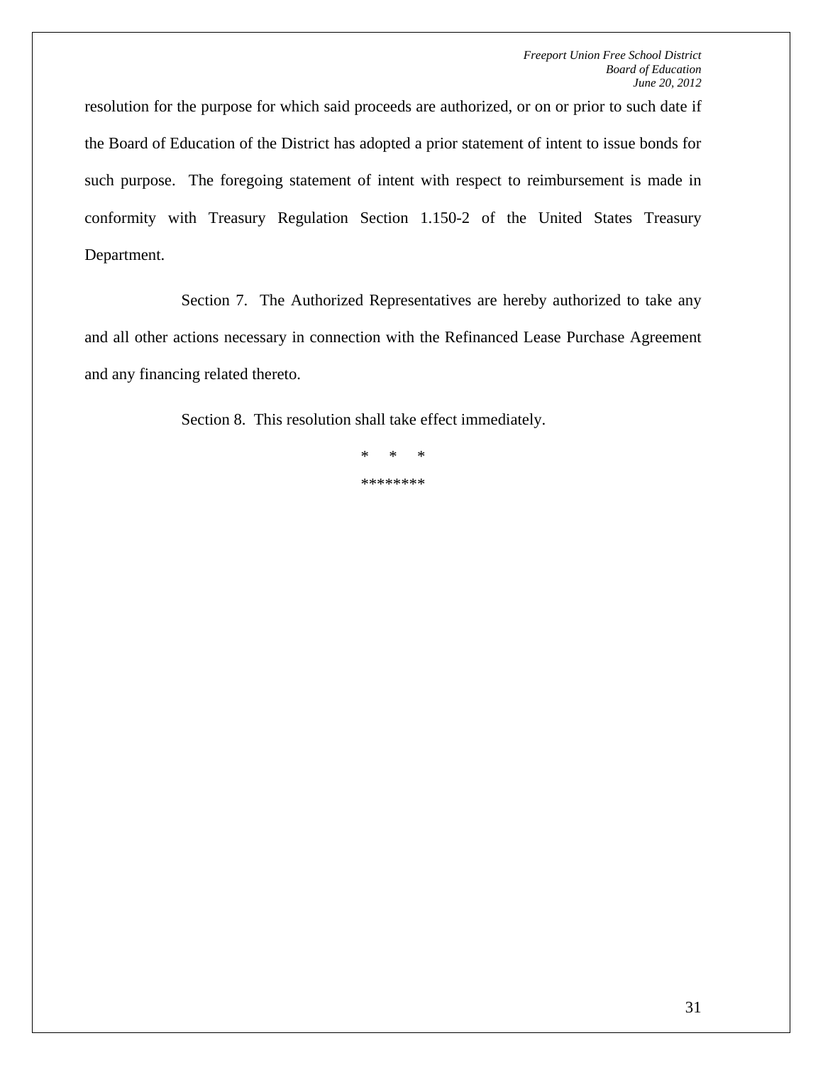resolution for the purpose for which said proceeds are authorized, or on or prior to such date if the Board of Education of the District has adopted a prior statement of intent to issue bonds for such purpose. The foregoing statement of intent with respect to reimbursement is made in conformity with Treasury Regulation Section 1.150-2 of the United States Treasury Department.

Section 7. The Authorized Representatives are hereby authorized to take any and all other actions necessary in connection with the Refinanced Lease Purchase Agreement and any financing related thereto.

Section 8. This resolution shall take effect immediately.

\* \* \*

\*\*\*\*\*\*\*\*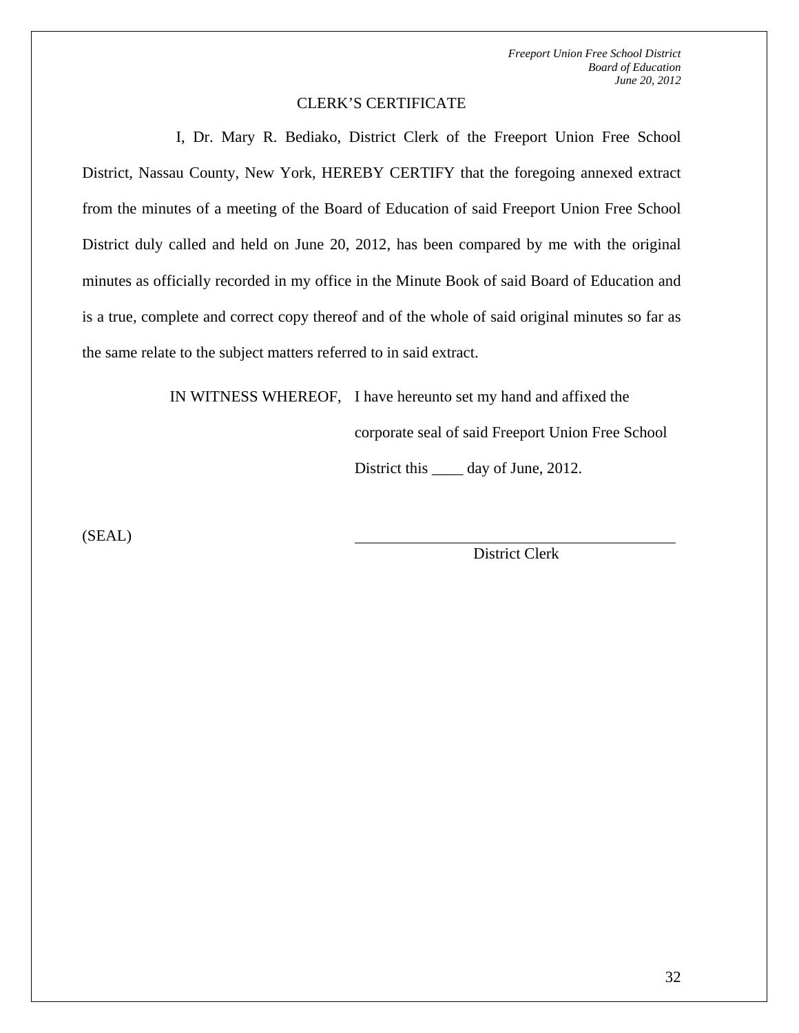## CLERK'S CERTIFICATE

I, Dr. Mary R. Bediako, District Clerk of the Freeport Union Free School District, Nassau County, New York, HEREBY CERTIFY that the foregoing annexed extract from the minutes of a meeting of the Board of Education of said Freeport Union Free School District duly called and held on June 20, 2012, has been compared by me with the original minutes as officially recorded in my office in the Minute Book of said Board of Education and is a true, complete and correct copy thereof and of the whole of said original minutes so far as the same relate to the subject matters referred to in said extract.

IN WITNESS WHEREOF, I have hereunto set my hand and affixed the corporate seal of said Freeport Union Free School District this ____ day of June, 2012.

(SEAL)

_____________________________________
District Clerk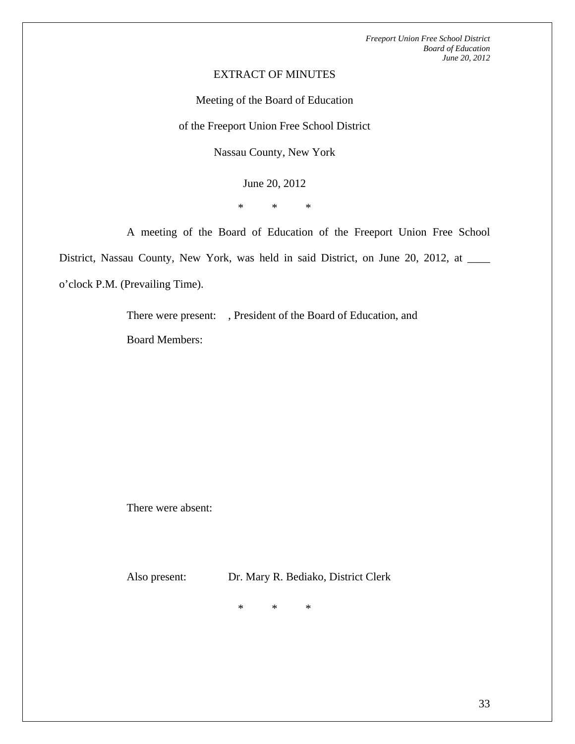EXTRACT OF MINUTES

Meeting of the Board of Education

of the Freeport Union Free School District

Nassau County, New York

June 20, 2012

\*          \*          \*

A meeting of the Board of Education of the Freeport Union Free School District, Nassau County, New York, was held in said District, on June 20, 2012, at ____ o'clock P.M. (Prevailing Time).

There were present: , President of the Board of Education, and

Board Members:

There were absent:

Also present: Dr. Mary R. Bediako, District Clerk

\*          \*          \*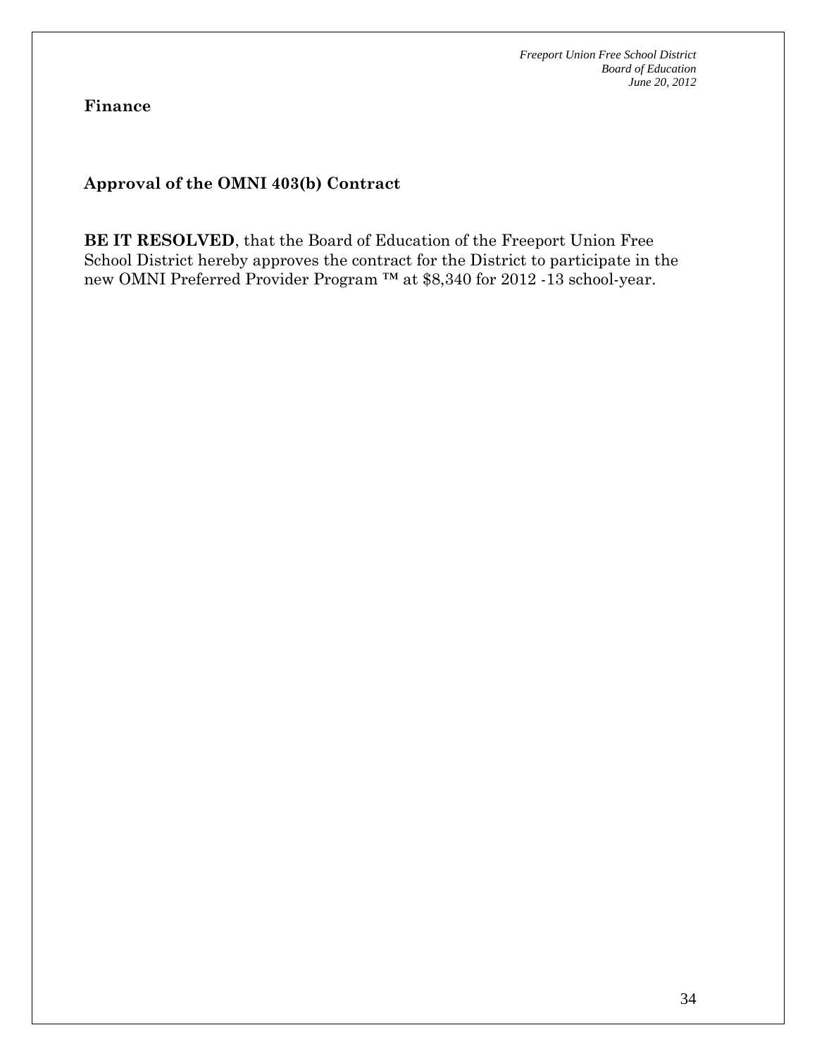**Finance**

**Approval of the OMNI 403(b) Contract**

**BE IT RESOLVED**, that the Board of Education of the Freeport Union Free School District hereby approves the contract for the District to participate in the new OMNI Preferred Provider Program ™ at $8,340 for 2012 -13 school-year.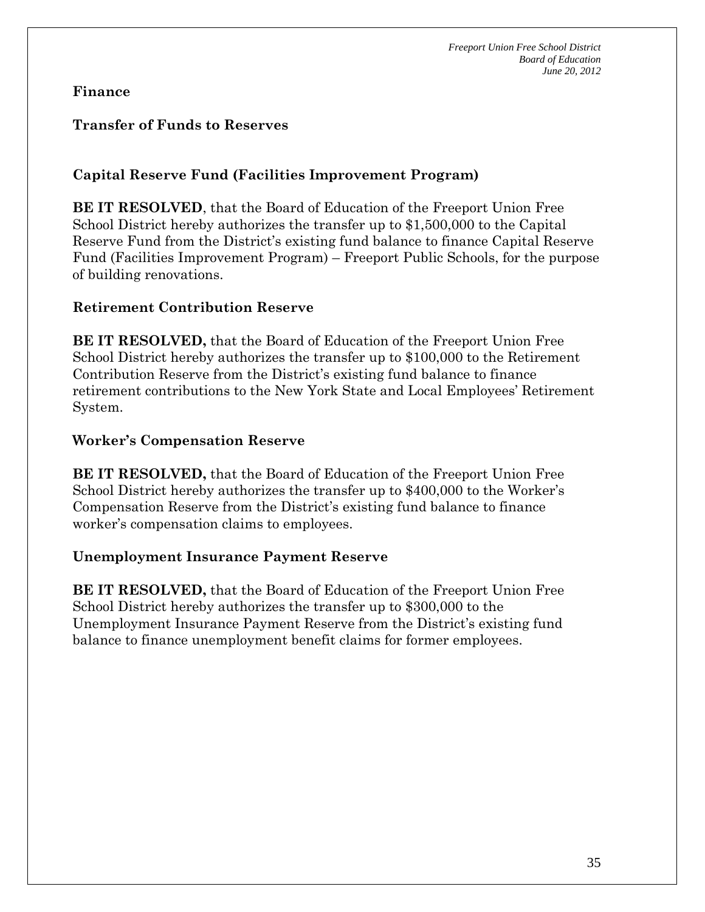## Finance

### Transfer of Funds to Reserves

### Capital Reserve Fund (Facilities Improvement Program)

**BE IT RESOLVED**, that the Board of Education of the Freeport Union Free School District hereby authorizes the transfer up to $1,500,000 to the Capital Reserve Fund from the District's existing fund balance to finance Capital Reserve Fund (Facilities Improvement Program) – Freeport Public Schools, for the purpose of building renovations.

### Retirement Contribution Reserve

**BE IT RESOLVED,** that the Board of Education of the Freeport Union Free School District hereby authorizes the transfer up to $100,000 to the Retirement Contribution Reserve from the District's existing fund balance to finance retirement contributions to the New York State and Local Employees' Retirement System.

### Worker's Compensation Reserve

**BE IT RESOLVED,** that the Board of Education of the Freeport Union Free School District hereby authorizes the transfer up to $400,000 to the Worker's Compensation Reserve from the District's existing fund balance to finance worker's compensation claims to employees.

### Unemployment Insurance Payment Reserve

**BE IT RESOLVED,** that the Board of Education of the Freeport Union Free School District hereby authorizes the transfer up to $300,000 to the Unemployment Insurance Payment Reserve from the District's existing fund balance to finance unemployment benefit claims for former employees.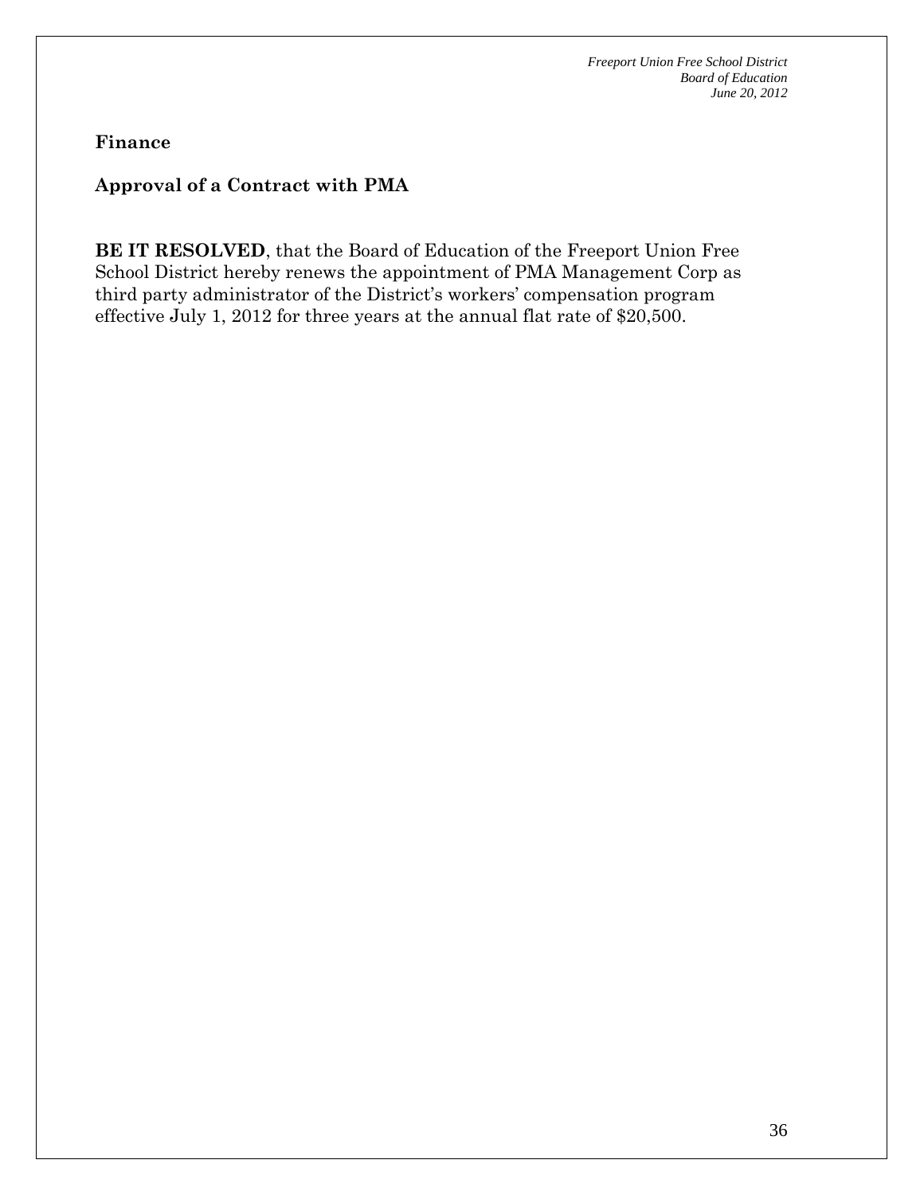## Finance

### Approval of a Contract with PMA

**BE IT RESOLVED**, that the Board of Education of the Freeport Union Free School District hereby renews the appointment of PMA Management Corp as third party administrator of the District's workers' compensation program effective July 1, 2012 for three years at the annual flat rate of $20,500.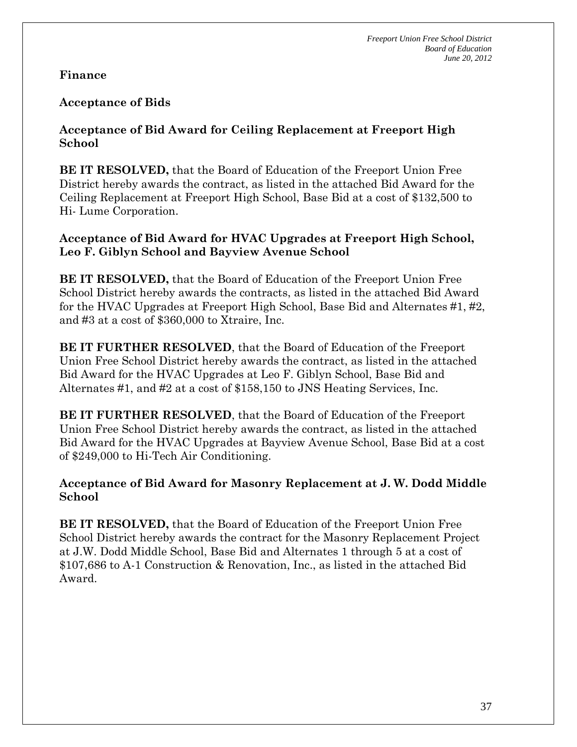## Finance

### Acceptance of Bids

### Acceptance of Bid Award for Ceiling Replacement at Freeport High School

**BE IT RESOLVED,** that the Board of Education of the Freeport Union Free District hereby awards the contract, as listed in the attached Bid Award for the Ceiling Replacement at Freeport High School, Base Bid at a cost of $132,500 to Hi- Lume Corporation.

### Acceptance of Bid Award for HVAC Upgrades at Freeport High School, Leo F. Giblyn School and Bayview Avenue School

**BE IT RESOLVED,** that the Board of Education of the Freeport Union Free School District hereby awards the contracts, as listed in the attached Bid Award for the HVAC Upgrades at Freeport High School, Base Bid and Alternates #1, #2, and #3 at a cost of $360,000 to Xtraire, Inc.

**BE IT FURTHER RESOLVED**, that the Board of Education of the Freeport Union Free School District hereby awards the contract, as listed in the attached Bid Award for the HVAC Upgrades at Leo F. Giblyn School, Base Bid and Alternates #1, and #2 at a cost of $158,150 to JNS Heating Services, Inc.

**BE IT FURTHER RESOLVED**, that the Board of Education of the Freeport Union Free School District hereby awards the contract, as listed in the attached Bid Award for the HVAC Upgrades at Bayview Avenue School, Base Bid at a cost of $249,000 to Hi-Tech Air Conditioning.

### Acceptance of Bid Award for Masonry Replacement at J. W. Dodd Middle School

**BE IT RESOLVED,** that the Board of Education of the Freeport Union Free School District hereby awards the contract for the Masonry Replacement Project at J.W. Dodd Middle School, Base Bid and Alternates 1 through 5 at a cost of $107,686 to A-1 Construction & Renovation, Inc., as listed in the attached Bid Award.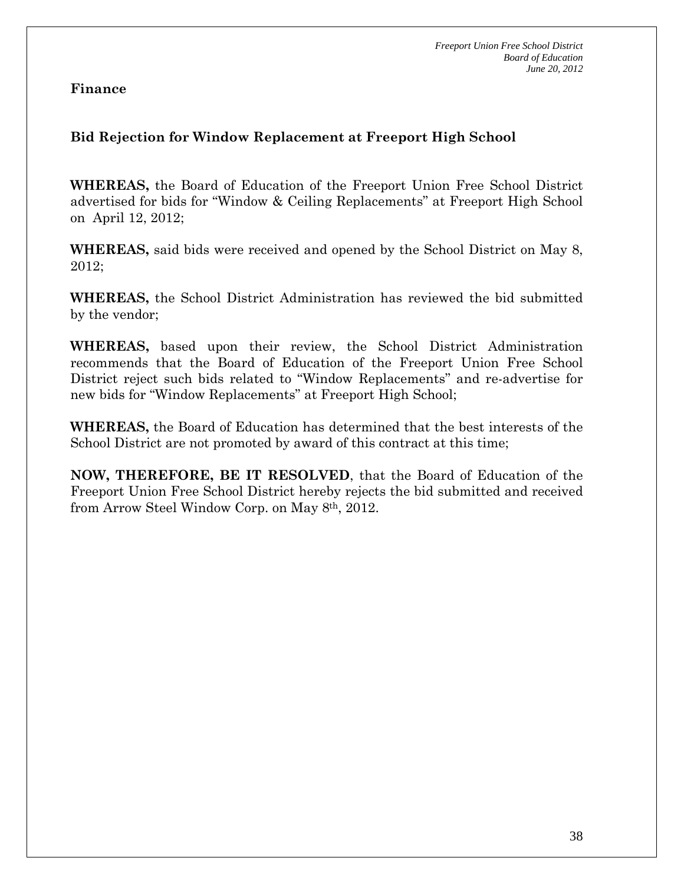**Finance**

## Bid Rejection for Window Replacement at Freeport High School

**WHEREAS,** the Board of Education of the Freeport Union Free School District advertised for bids for "Window & Ceiling Replacements" at Freeport High School on April 12, 2012;

**WHEREAS,** said bids were received and opened by the School District on May 8, 2012;

**WHEREAS,** the School District Administration has reviewed the bid submitted by the vendor;

**WHEREAS,** based upon their review, the School District Administration recommends that the Board of Education of the Freeport Union Free School District reject such bids related to "Window Replacements" and re-advertise for new bids for "Window Replacements" at Freeport High School;

**WHEREAS,** the Board of Education has determined that the best interests of the School District are not promoted by award of this contract at this time;

**NOW, THEREFORE, BE IT RESOLVED**, that the Board of Education of the Freeport Union Free School District hereby rejects the bid submitted and received from Arrow Steel Window Corp. on May 8th, 2012.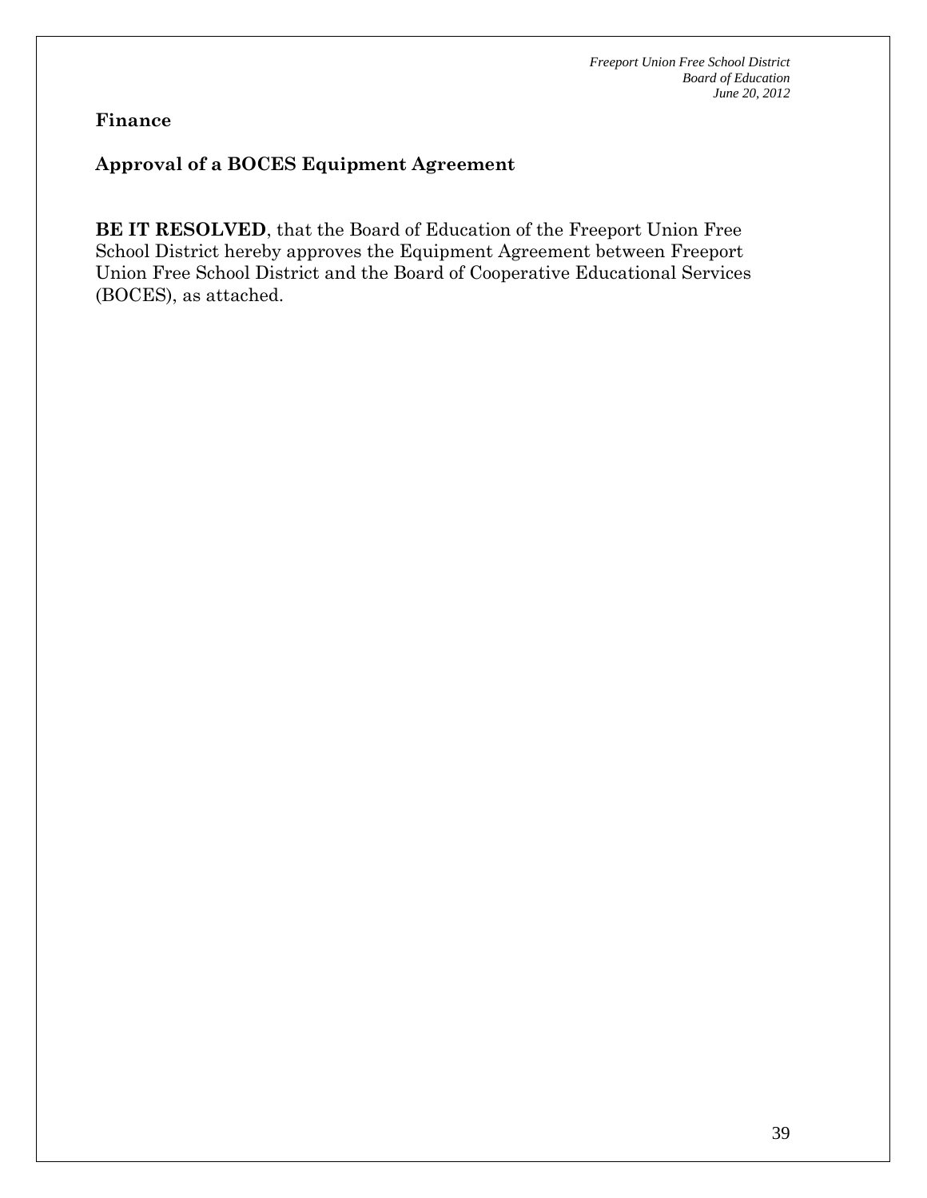## Finance

### Approval of a BOCES Equipment Agreement

**BE IT RESOLVED**, that the Board of Education of the Freeport Union Free School District hereby approves the Equipment Agreement between Freeport Union Free School District and the Board of Cooperative Educational Services (BOCES), as attached.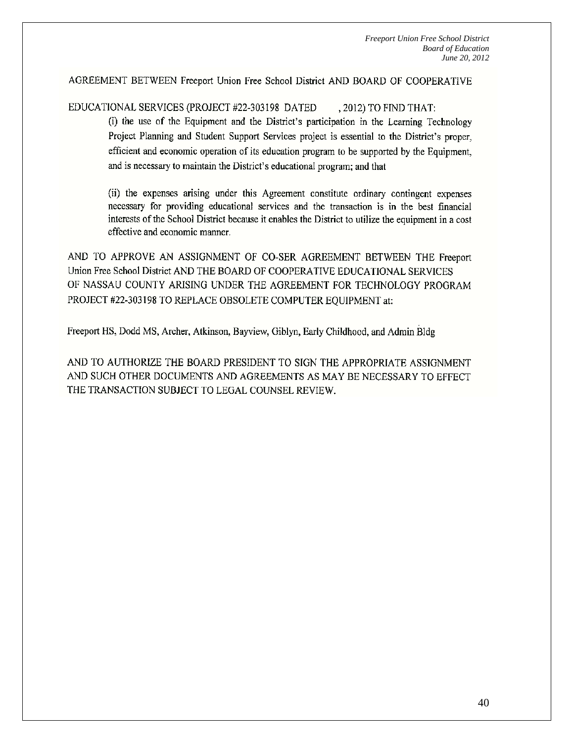AGREEMENT BETWEEN Freeport Union Free School District AND BOARD OF COOPERATIVE EDUCATIONAL SERVICES (PROJECT #22-303198 DATED , 2012) TO FIND THAT:

(i) the use of the Equipment and the District's participation in the Learning Technology Project Planning and Student Support Services project is essential to the District's proper, efficient and economic operation of its education program to be supported by the Equipment, and is necessary to maintain the District's educational program; and that

(ii) the expenses arising under this Agreement constitute ordinary contingent expenses necessary for providing educational services and the transaction is in the best financial interests of the School District because it enables the District to utilize the equipment in a cost effective and economic manner.

AND TO APPROVE AN ASSIGNMENT OF CO-SER AGREEMENT BETWEEN THE Freeport Union Free School District AND THE BOARD OF COOPERATIVE EDUCATIONAL SERVICES OF NASSAU COUNTY ARISING UNDER THE AGREEMENT FOR TECHNOLOGY PROGRAM PROJECT #22-303198 TO REPLACE OBSOLETE COMPUTER EQUIPMENT at:

Freeport HS, Dodd MS, Archer, Atkinson, Bayview, Giblyn, Early Childhood, and Admin Bldg

AND TO AUTHORIZE THE BOARD PRESIDENT TO SIGN THE APPROPRIATE ASSIGNMENT AND SUCH OTHER DOCUMENTS AND AGREEMENTS AS MAY BE NECESSARY TO EFFECT THE TRANSACTION SUBJECT TO LEGAL COUNSEL REVIEW.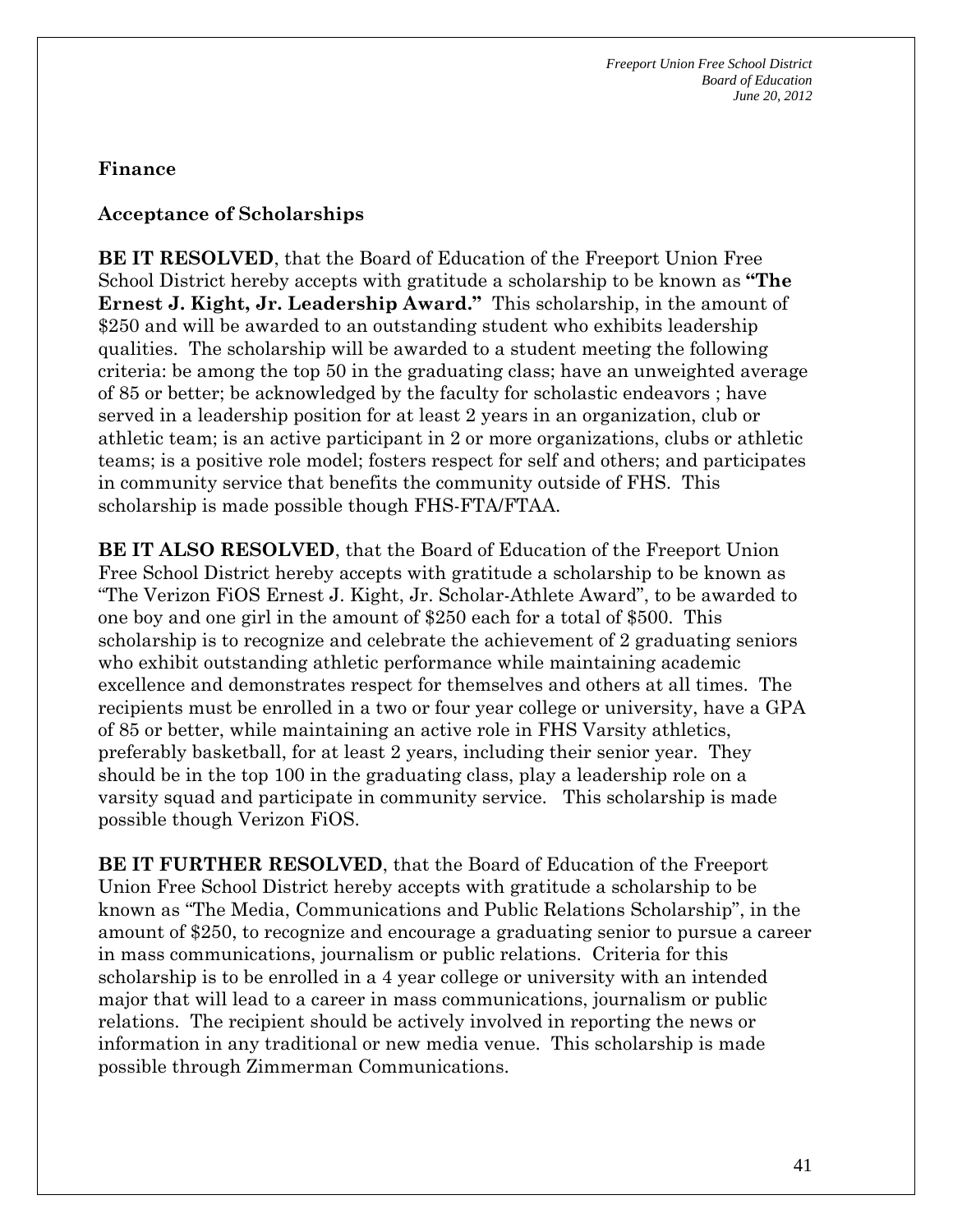**Finance**

**Acceptance of Scholarships**

**BE IT RESOLVED**, that the Board of Education of the Freeport Union Free School District hereby accepts with gratitude a scholarship to be known as **"The Ernest J. Kight, Jr. Leadership Award."** This scholarship, in the amount of $250 and will be awarded to an outstanding student who exhibits leadership qualities. The scholarship will be awarded to a student meeting the following criteria: be among the top 50 in the graduating class; have an unweighted average of 85 or better; be acknowledged by the faculty for scholastic endeavors ; have served in a leadership position for at least 2 years in an organization, club or athletic team; is an active participant in 2 or more organizations, clubs or athletic teams; is a positive role model; fosters respect for self and others; and participates in community service that benefits the community outside of FHS. This scholarship is made possible though FHS-FTA/FTAA.

**BE IT ALSO RESOLVED**, that the Board of Education of the Freeport Union Free School District hereby accepts with gratitude a scholarship to be known as "The Verizon FiOS Ernest J. Kight, Jr. Scholar-Athlete Award", to be awarded to one boy and one girl in the amount of $250 each for a total of $500. This scholarship is to recognize and celebrate the achievement of 2 graduating seniors who exhibit outstanding athletic performance while maintaining academic excellence and demonstrates respect for themselves and others at all times. The recipients must be enrolled in a two or four year college or university, have a GPA of 85 or better, while maintaining an active role in FHS Varsity athletics, preferably basketball, for at least 2 years, including their senior year. They should be in the top 100 in the graduating class, play a leadership role on a varsity squad and participate in community service. This scholarship is made possible though Verizon FiOS.

**BE IT FURTHER RESOLVED**, that the Board of Education of the Freeport Union Free School District hereby accepts with gratitude a scholarship to be known as "The Media, Communications and Public Relations Scholarship", in the amount of $250, to recognize and encourage a graduating senior to pursue a career in mass communications, journalism or public relations. Criteria for this scholarship is to be enrolled in a 4 year college or university with an intended major that will lead to a career in mass communications, journalism or public relations. The recipient should be actively involved in reporting the news or information in any traditional or new media venue. This scholarship is made possible through Zimmerman Communications.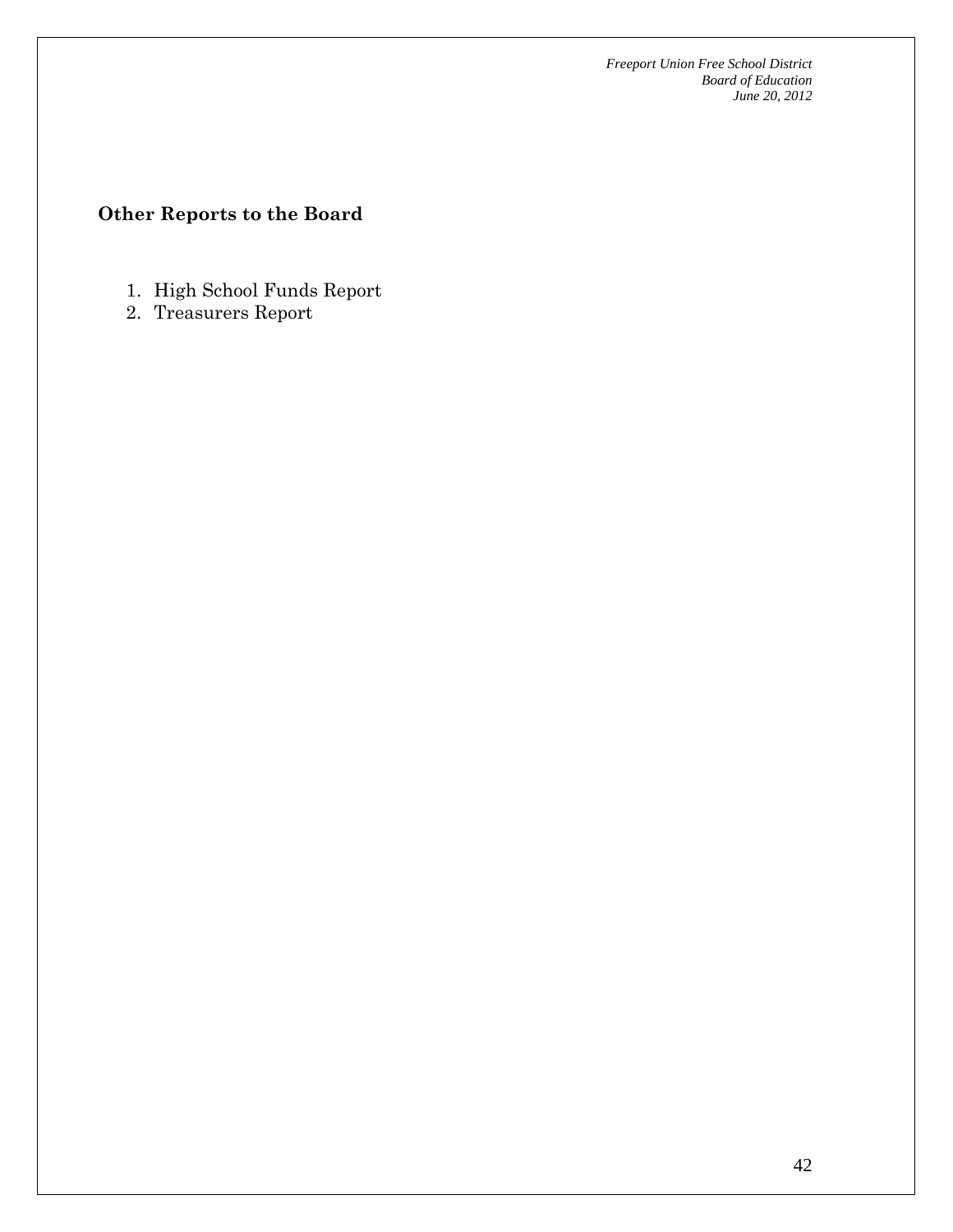**Other Reports to the Board**

1. High School Funds Report
2. Treasurers Report